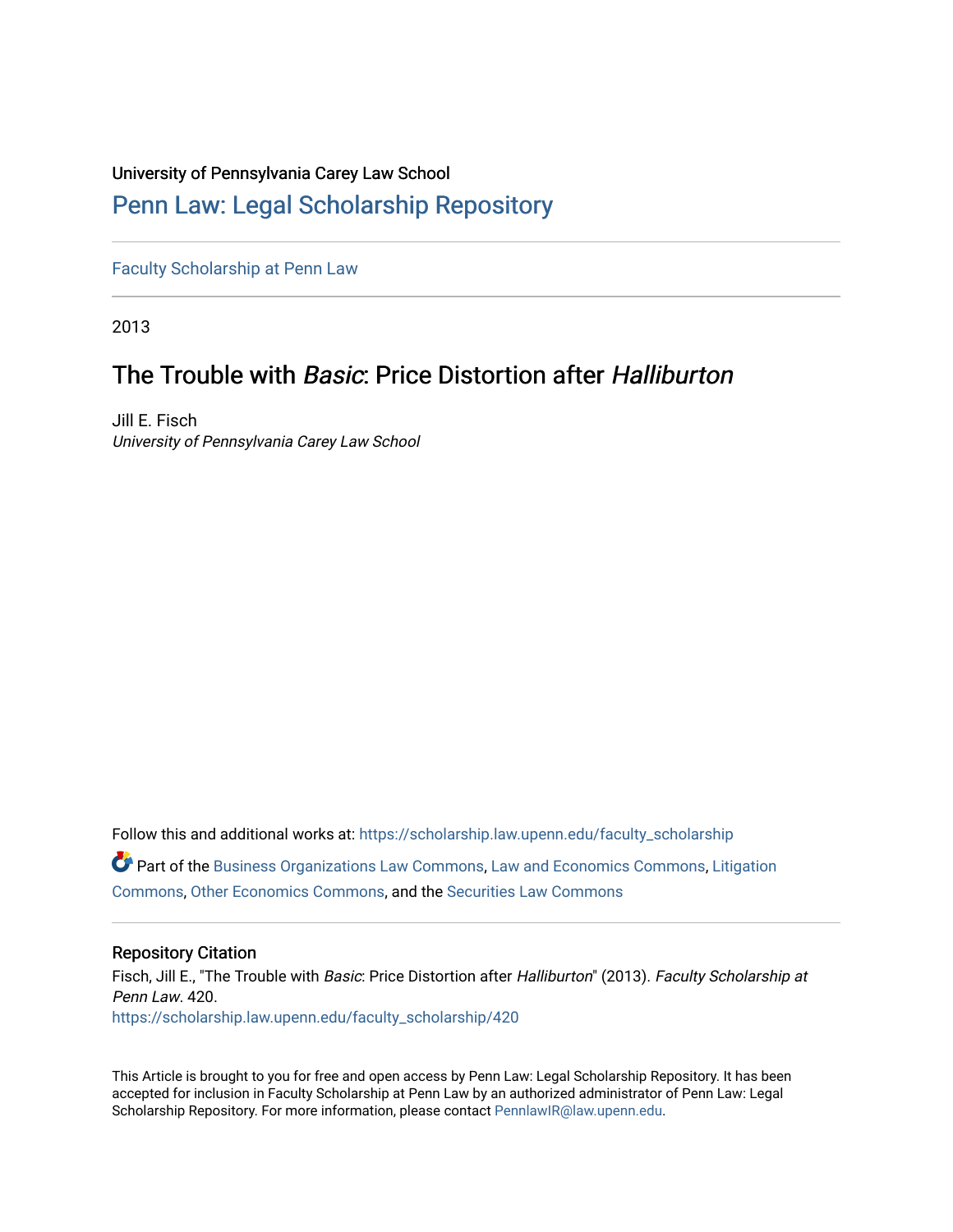University of Pennsylvania Carey Law School

# Penn Law: Legal Scholarship Repository

Faculty Scholarship at Penn Law

2013

## The Trouble with *Basic*: Price Distortion after *Halliburton*

Jill E. Fisch
*University of Pennsylvania Carey Law School*

Follow this and additional works at: https://scholarship.law.upenn.edu/faculty_scholarship

Part of the Business Organizations Law Commons, Law and Economics Commons, Litigation Commons, Other Economics Commons, and the Securities Law Commons

### Repository Citation

Fisch, Jill E., "The Trouble with *Basic*: Price Distortion after *Halliburton*" (2013). *Faculty Scholarship at Penn Law*. 420.
https://scholarship.law.upenn.edu/faculty_scholarship/420

This Article is brought to you for free and open access by Penn Law: Legal Scholarship Repository. It has been accepted for inclusion in Faculty Scholarship at Penn Law by an authorized administrator of Penn Law: Legal Scholarship Repository. For more information, please contact PennlawIR@law.upenn.edu.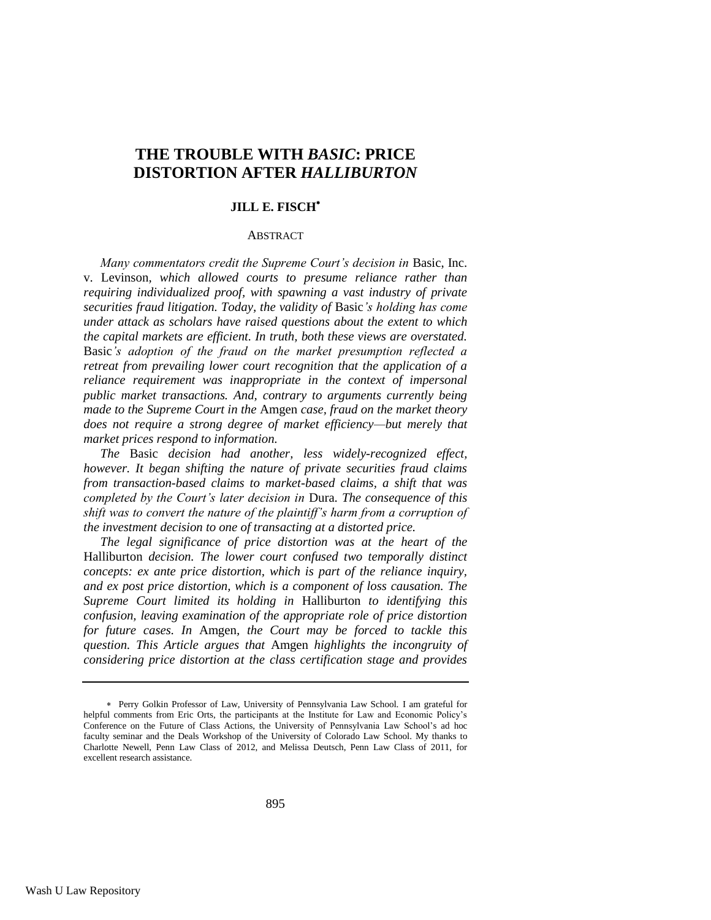# THE TROUBLE WITH *BASIC*: PRICE DISTORTION AFTER *HALLIBURTON*

**JILL E. FISCH**[*]

ABSTRACT

*Many commentators credit the Supreme Court's decision in* Basic, Inc. v. Levinson*, which allowed courts to presume reliance rather than requiring individualized proof, with spawning a vast industry of private securities fraud litigation. Today, the validity of* Basic*'s holding has come under attack as scholars have raised questions about the extent to which the capital markets are efficient. In truth, both these views are overstated.* Basic*'s adoption of the fraud on the market presumption reflected a retreat from prevailing lower court recognition that the application of a reliance requirement was inappropriate in the context of impersonal public market transactions. And, contrary to arguments currently being made to the Supreme Court in the* Amgen *case, fraud on the market theory does not require a strong degree of market efficiency—but merely that market prices respond to information.*

*The* Basic *decision had another, less widely-recognized effect, however. It began shifting the nature of private securities fraud claims from transaction-based claims to market-based claims, a shift that was completed by the Court's later decision in* Dura*. The consequence of this shift was to convert the nature of the plaintiff's harm from a corruption of the investment decision to one of transacting at a distorted price.*

*The legal significance of price distortion was at the heart of the* Halliburton *decision. The lower court confused two temporally distinct concepts: ex ante price distortion, which is part of the reliance inquiry, and ex post price distortion, which is a component of loss causation. The Supreme Court limited its holding in* Halliburton *to identifying this confusion, leaving examination of the appropriate role of price distortion for future cases. In* Amgen*, the Court may be forced to tackle this question. This Article argues that* Amgen *highlights the incongruity of considering price distortion at the class certification stage and provides*

---

[*] Perry Golkin Professor of Law, University of Pennsylvania Law School. I am grateful for helpful comments from Eric Orts, the participants at the Institute for Law and Economic Policy's Conference on the Future of Class Actions, the University of Pennsylvania Law School's ad hoc faculty seminar and the Deals Workshop of the University of Colorado Law School. My thanks to Charlotte Newell, Penn Law Class of 2012, and Melissa Deutsch, Penn Law Class of 2011, for excellent research assistance.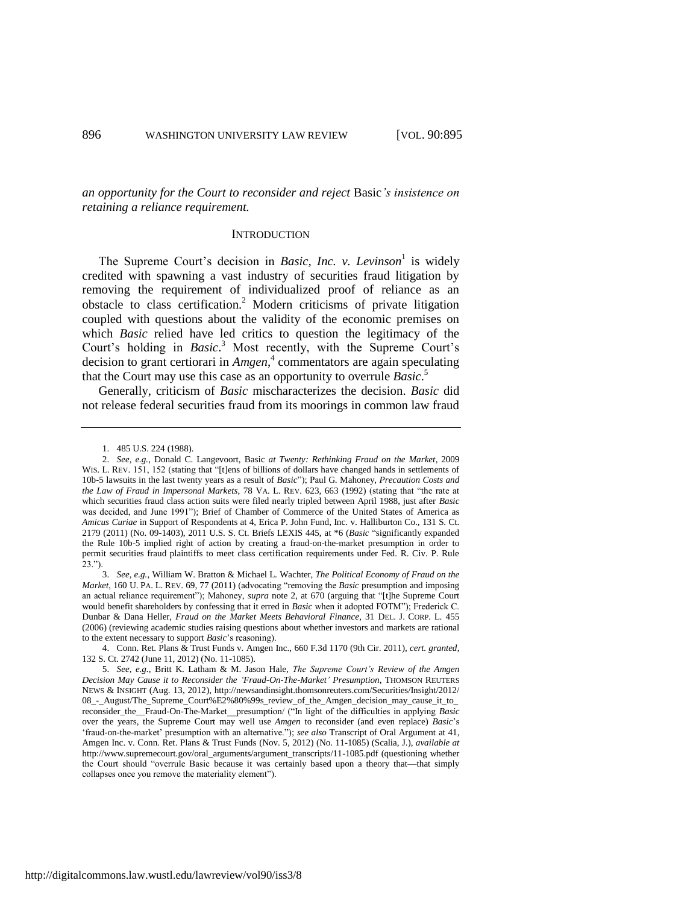*an opportunity for the Court to reconsider and reject* Basic*'s insistence on retaining a reliance requirement.*

## INTRODUCTION

The Supreme Court's decision in *Basic, Inc. v. Levinson*[1] is widely credited with spawning a vast industry of securities fraud litigation by removing the requirement of individualized proof of reliance as an obstacle to class certification.[2] Modern criticisms of private litigation coupled with questions about the validity of the economic premises on which *Basic* relied have led critics to question the legitimacy of the Court's holding in *Basic*.[3] Most recently, with the Supreme Court's decision to grant certiorari in *Amgen*,[4] commentators are again speculating that the Court may use this case as an opportunity to overrule *Basic*.[5]

Generally, criticism of *Basic* mischaracterizes the decision. *Basic* did not release federal securities fraud from its moorings in common law fraud

---

1. 485 U.S. 224 (1988).

2. *See, e.g.*, Donald C. Langevoort, Basic *at Twenty: Rethinking Fraud on the Market*, 2009 WIS. L. REV. 151, 152 (stating that "[t]ens of billions of dollars have changed hands in settlements of 10b-5 lawsuits in the last twenty years as a result of *Basic*"); Paul G. Mahoney, *Precaution Costs and the Law of Fraud in Impersonal Markets*, 78 VA. L. REV. 623, 663 (1992) (stating that "the rate at which securities fraud class action suits were filed nearly tripled between April 1988, just after *Basic* was decided, and June 1991"); Brief of Chamber of Commerce of the United States of America as *Amicus Curiae* in Support of Respondents at 4, Erica P. John Fund, Inc. v. Halliburton Co., 131 S. Ct. 2179 (2011) (No. 09-1403), 2011 U.S. S. Ct. Briefs LEXIS 445, at *6 (*Basic* "significantly expanded the Rule 10b-5 implied right of action by creating a fraud-on-the-market presumption in order to permit securities fraud plaintiffs to meet class certification requirements under Fed. R. Civ. P. Rule 23.").

3. *See, e.g.*, William W. Bratton & Michael L. Wachter, *The Political Economy of Fraud on the Market*, 160 U. PA. L. REV. 69, 77 (2011) (advocating "removing the *Basic* presumption and imposing an actual reliance requirement"); Mahoney, *supra* note 2, at 670 (arguing that "[t]he Supreme Court would benefit shareholders by confessing that it erred in *Basic* when it adopted FOTM"); Frederick C. Dunbar & Dana Heller, *Fraud on the Market Meets Behavioral Finance*, 31 DEL. J. CORP. L. 455 (2006) (reviewing academic studies raising questions about whether investors and markets are rational to the extent necessary to support *Basic*'s reasoning).

4. Conn. Ret. Plans & Trust Funds v. Amgen Inc., 660 F.3d 1170 (9th Cir. 2011), *cert. granted*, 132 S. Ct. 2742 (June 11, 2012) (No. 11-1085).

5. *See, e.g.*, Britt K. Latham & M. Jason Hale, *The Supreme Court's Review of the Amgen Decision May Cause it to Reconsider the 'Fraud-On-The-Market' Presumption*, THOMSON REUTERS NEWS & INSIGHT (Aug. 13, 2012), http://newsandinsight.thomsonreuters.com/Securities/Insight/2012/08_-_August/The_Supreme_Court%E2%80%99s_review_of_the_Amgen_decision_may_cause_it_to_reconsider_the__Fraud-On-The-Market__presumption/ ("In light of the difficulties in applying *Basic* over the years, the Supreme Court may well use *Amgen* to reconsider (and even replace) *Basic*'s 'fraud-on-the-market' presumption with an alternative."); *see also* Transcript of Oral Argument at 41, Amgen Inc. v. Conn. Ret. Plans & Trust Funds (Nov. 5, 2012) (No. 11-1085) (Scalia, J.), *available at* http://www.supremecourt.gov/oral_arguments/argument_transcripts/11-1085.pdf (questioning whether the Court should "overrule Basic because it was certainly based upon a theory that—that simply collapses once you remove the materiality element").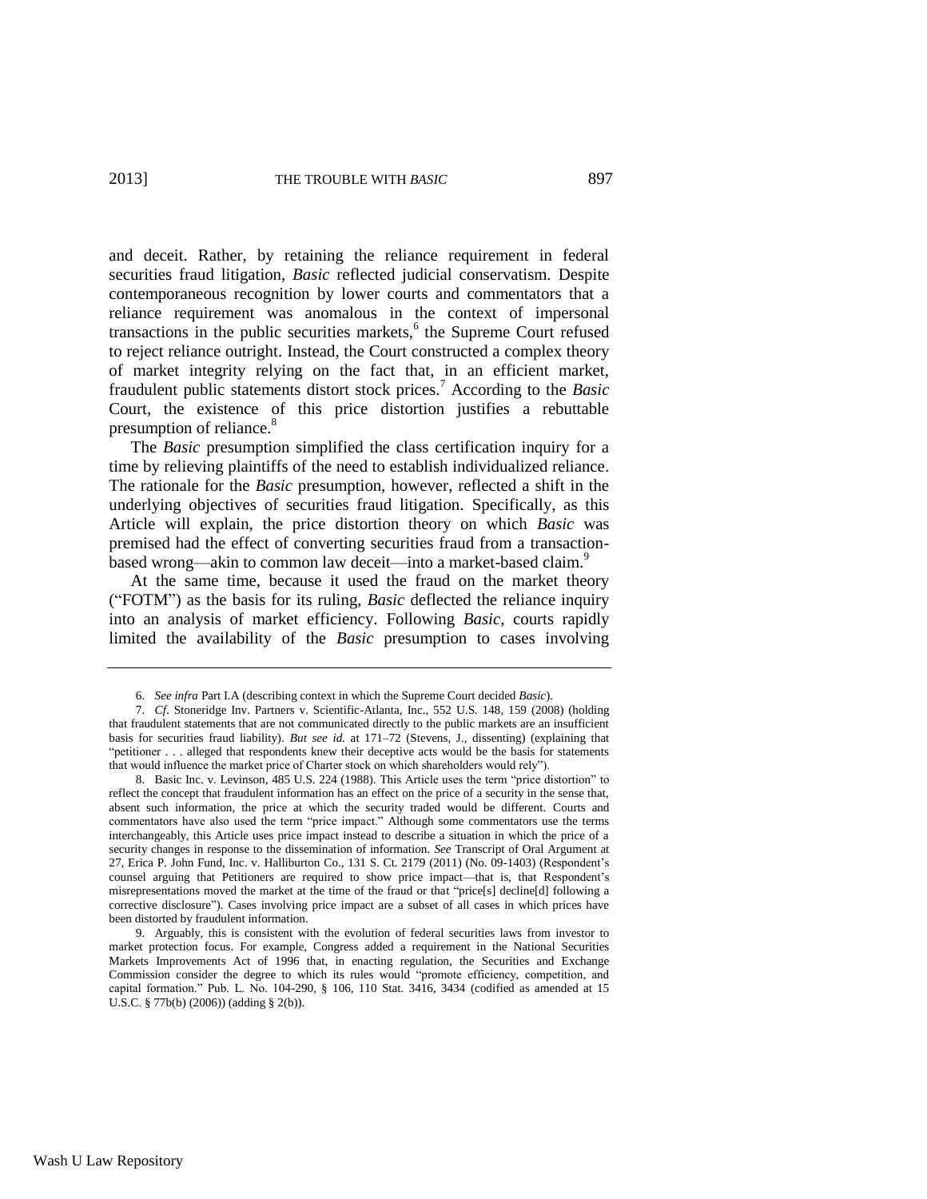and deceit. Rather, by retaining the reliance requirement in federal securities fraud litigation, *Basic* reflected judicial conservatism. Despite contemporaneous recognition by lower courts and commentators that a reliance requirement was anomalous in the context of impersonal transactions in the public securities markets,[6] the Supreme Court refused to reject reliance outright. Instead, the Court constructed a complex theory of market integrity relying on the fact that, in an efficient market, fraudulent public statements distort stock prices.[7] According to the *Basic* Court, the existence of this price distortion justifies a rebuttable presumption of reliance.[8]

The *Basic* presumption simplified the class certification inquiry for a time by relieving plaintiffs of the need to establish individualized reliance. The rationale for the *Basic* presumption, however, reflected a shift in the underlying objectives of securities fraud litigation. Specifically, as this Article will explain, the price distortion theory on which *Basic* was premised had the effect of converting securities fraud from a transaction-based wrong—akin to common law deceit—into a market-based claim.[9]

At the same time, because it used the fraud on the market theory ("FOTM") as the basis for its ruling, *Basic* deflected the reliance inquiry into an analysis of market efficiency. Following *Basic*, courts rapidly limited the availability of the *Basic* presumption to cases involving

---

6. *See infra* Part I.A (describing context in which the Supreme Court decided *Basic*).

7. *Cf.* Stoneridge Inv. Partners v. Scientific-Atlanta, Inc., 552 U.S. 148, 159 (2008) (holding that fraudulent statements that are not communicated directly to the public markets are an insufficient basis for securities fraud liability). *But see id.* at 171–72 (Stevens, J., dissenting) (explaining that "petitioner . . . alleged that respondents knew their deceptive acts would be the basis for statements that would influence the market price of Charter stock on which shareholders would rely").

8. Basic Inc. v. Levinson, 485 U.S. 224 (1988). This Article uses the term "price distortion" to reflect the concept that fraudulent information has an effect on the price of a security in the sense that, absent such information, the price at which the security traded would be different. Courts and commentators have also used the term "price impact." Although some commentators use the terms interchangeably, this Article uses price impact instead to describe a situation in which the price of a security changes in response to the dissemination of information. *See* Transcript of Oral Argument at 27, Erica P. John Fund, Inc. v. Halliburton Co., 131 S. Ct. 2179 (2011) (No. 09-1403) (Respondent's counsel arguing that Petitioners are required to show price impact—that is, that Respondent's misrepresentations moved the market at the time of the fraud or that "price[s] decline[d] following a corrective disclosure"). Cases involving price impact are a subset of all cases in which prices have been distorted by fraudulent information.

9. Arguably, this is consistent with the evolution of federal securities laws from investor to market protection focus. For example, Congress added a requirement in the National Securities Markets Improvements Act of 1996 that, in enacting regulation, the Securities and Exchange Commission consider the degree to which its rules would "promote efficiency, competition, and capital formation." Pub. L. No. 104-290, § 106, 110 Stat. 3416, 3434 (codified as amended at 15 U.S.C. § 77b(b) (2006)) (adding § 2(b)).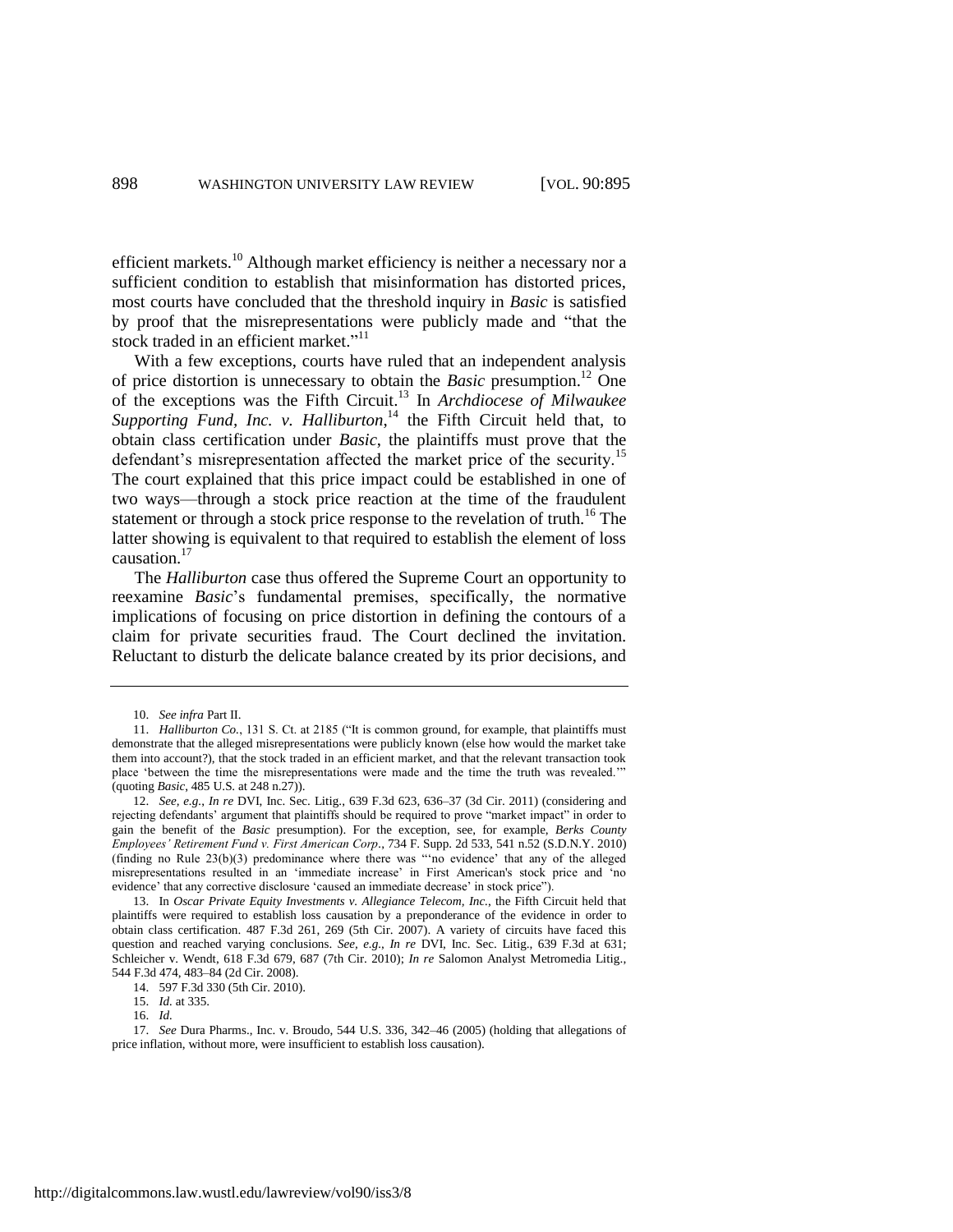efficient markets.[10] Although market efficiency is neither a necessary nor a sufficient condition to establish that misinformation has distorted prices, most courts have concluded that the threshold inquiry in *Basic* is satisfied by proof that the misrepresentations were publicly made and "that the stock traded in an efficient market."[11]

With a few exceptions, courts have ruled that an independent analysis of price distortion is unnecessary to obtain the *Basic* presumption.[12] One of the exceptions was the Fifth Circuit.[13] In *Archdiocese of Milwaukee Supporting Fund, Inc. v. Halliburton*,[14] the Fifth Circuit held that, to obtain class certification under *Basic*, the plaintiffs must prove that the defendant's misrepresentation affected the market price of the security.[15] The court explained that this price impact could be established in one of two ways—through a stock price reaction at the time of the fraudulent statement or through a stock price response to the revelation of truth.[16] The latter showing is equivalent to that required to establish the element of loss causation.[17]

The *Halliburton* case thus offered the Supreme Court an opportunity to reexamine *Basic*'s fundamental premises, specifically, the normative implications of focusing on price distortion in defining the contours of a claim for private securities fraud. The Court declined the invitation. Reluctant to disturb the delicate balance created by its prior decisions, and

---

10. *See infra* Part II.

11. *Halliburton Co.*, 131 S. Ct. at 2185 ("It is common ground, for example, that plaintiffs must demonstrate that the alleged misrepresentations were publicly known (else how would the market take them into account?), that the stock traded in an efficient market, and that the relevant transaction took place 'between the time the misrepresentations were made and the time the truth was revealed.'" (quoting *Basic*, 485 U.S. at 248 n.27)).

12. *See, e.g.*, *In re* DVI, Inc. Sec. Litig., 639 F.3d 623, 636–37 (3d Cir. 2011) (considering and rejecting defendants' argument that plaintiffs should be required to prove "market impact" in order to gain the benefit of the *Basic* presumption). For the exception, see, for example, *Berks County Employees' Retirement Fund v. First American Corp*., 734 F. Supp. 2d 533, 541 n.52 (S.D.N.Y. 2010) (finding no Rule 23(b)(3) predominance where there was "'no evidence' that any of the alleged misrepresentations resulted in an 'immediate increase' in First American's stock price and 'no evidence' that any corrective disclosure 'caused an immediate decrease' in stock price").

13. In *Oscar Private Equity Investments v. Allegiance Telecom, Inc.*, the Fifth Circuit held that plaintiffs were required to establish loss causation by a preponderance of the evidence in order to obtain class certification. 487 F.3d 261, 269 (5th Cir. 2007). A variety of circuits have faced this question and reached varying conclusions. *See, e.g.*, *In re* DVI, Inc. Sec. Litig., 639 F.3d at 631; Schleicher v. Wendt, 618 F.3d 679, 687 (7th Cir. 2010); *In re* Salomon Analyst Metromedia Litig., 544 F.3d 474, 483–84 (2d Cir. 2008).

14. 597 F.3d 330 (5th Cir. 2010).

15. *Id.* at 335.

16. *Id.*

17. *See* Dura Pharms., Inc. v. Broudo, 544 U.S. 336, 342–46 (2005) (holding that allegations of price inflation, without more, were insufficient to establish loss causation).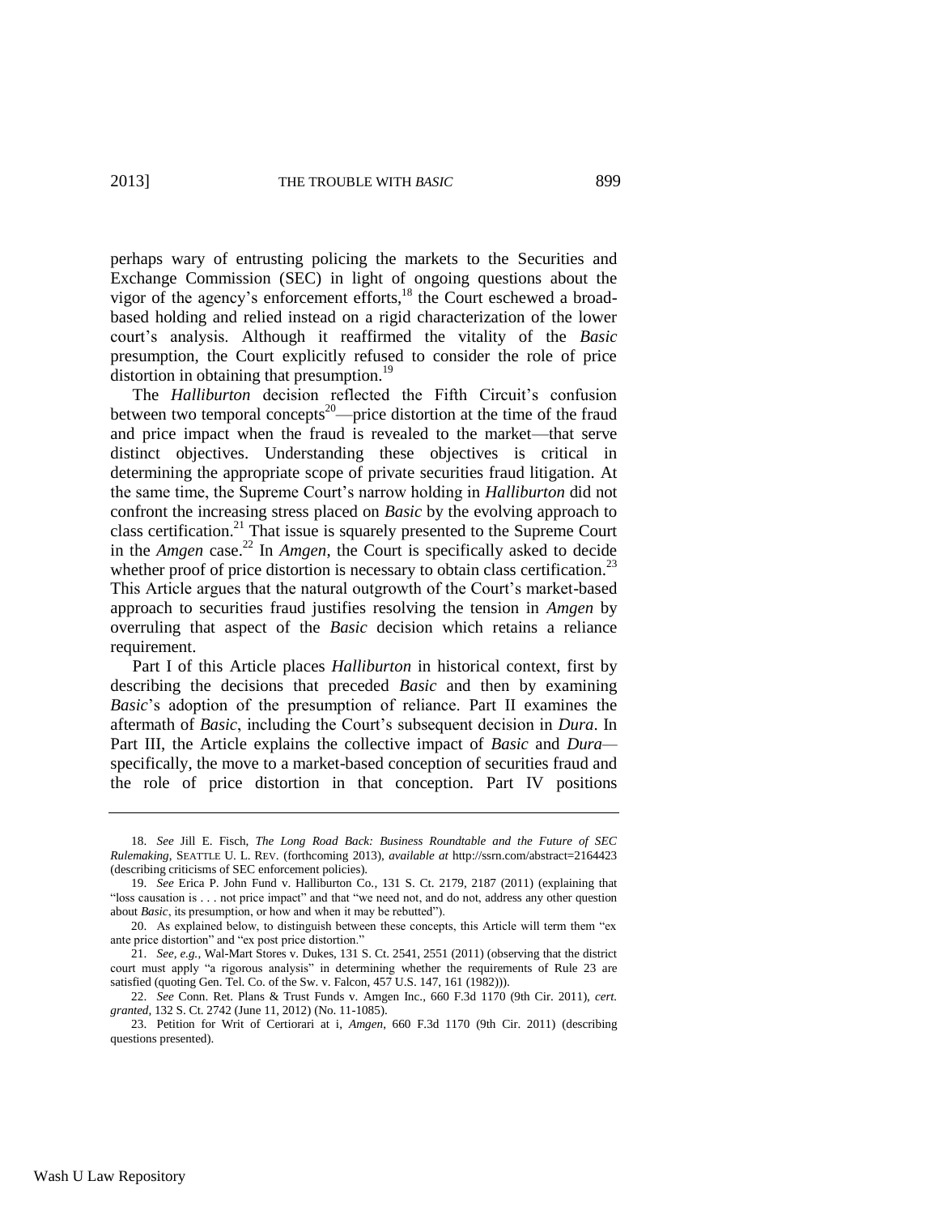perhaps wary of entrusting policing the markets to the Securities and Exchange Commission (SEC) in light of ongoing questions about the vigor of the agency's enforcement efforts,[18] the Court eschewed a broad-based holding and relied instead on a rigid characterization of the lower court's analysis. Although it reaffirmed the vitality of the *Basic* presumption, the Court explicitly refused to consider the role of price distortion in obtaining that presumption.[19]

The *Halliburton* decision reflected the Fifth Circuit's confusion between two temporal concepts[20]—price distortion at the time of the fraud and price impact when the fraud is revealed to the market—that serve distinct objectives. Understanding these objectives is critical in determining the appropriate scope of private securities fraud litigation. At the same time, the Supreme Court's narrow holding in *Halliburton* did not confront the increasing stress placed on *Basic* by the evolving approach to class certification.[21] That issue is squarely presented to the Supreme Court in the *Amgen* case.[22] In *Amgen*, the Court is specifically asked to decide whether proof of price distortion is necessary to obtain class certification.[23] This Article argues that the natural outgrowth of the Court's market-based approach to securities fraud justifies resolving the tension in *Amgen* by overruling that aspect of the *Basic* decision which retains a reliance requirement.

Part I of this Article places *Halliburton* in historical context, first by describing the decisions that preceded *Basic* and then by examining *Basic*'s adoption of the presumption of reliance. Part II examines the aftermath of *Basic*, including the Court's subsequent decision in *Dura*. In Part III, the Article explains the collective impact of *Basic* and *Dura*—specifically, the move to a market-based conception of securities fraud and the role of price distortion in that conception. Part IV positions

---

18. *See* Jill E. Fisch, *The Long Road Back: Business Roundtable and the Future of SEC Rulemaking*, SEATTLE U. L. REV. (forthcoming 2013), *available at* http://ssrn.com/abstract=2164423 (describing criticisms of SEC enforcement policies).

19. *See* Erica P. John Fund v. Halliburton Co., 131 S. Ct. 2179, 2187 (2011) (explaining that "loss causation is . . . not price impact" and that "we need not, and do not, address any other question about *Basic*, its presumption, or how and when it may be rebutted").

20. As explained below, to distinguish between these concepts, this Article will term them "ex ante price distortion" and "ex post price distortion."

21. *See, e.g.*, Wal-Mart Stores v. Dukes, 131 S. Ct. 2541, 2551 (2011) (observing that the district court must apply "a rigorous analysis" in determining whether the requirements of Rule 23 are satisfied (quoting Gen. Tel. Co. of the Sw. v. Falcon, 457 U.S. 147, 161 (1982))).

22. *See* Conn. Ret. Plans & Trust Funds v. Amgen Inc., 660 F.3d 1170 (9th Cir. 2011), *cert. granted*, 132 S. Ct. 2742 (June 11, 2012) (No. 11-1085).

23. Petition for Writ of Certiorari at i, *Amgen*, 660 F.3d 1170 (9th Cir. 2011) (describing questions presented).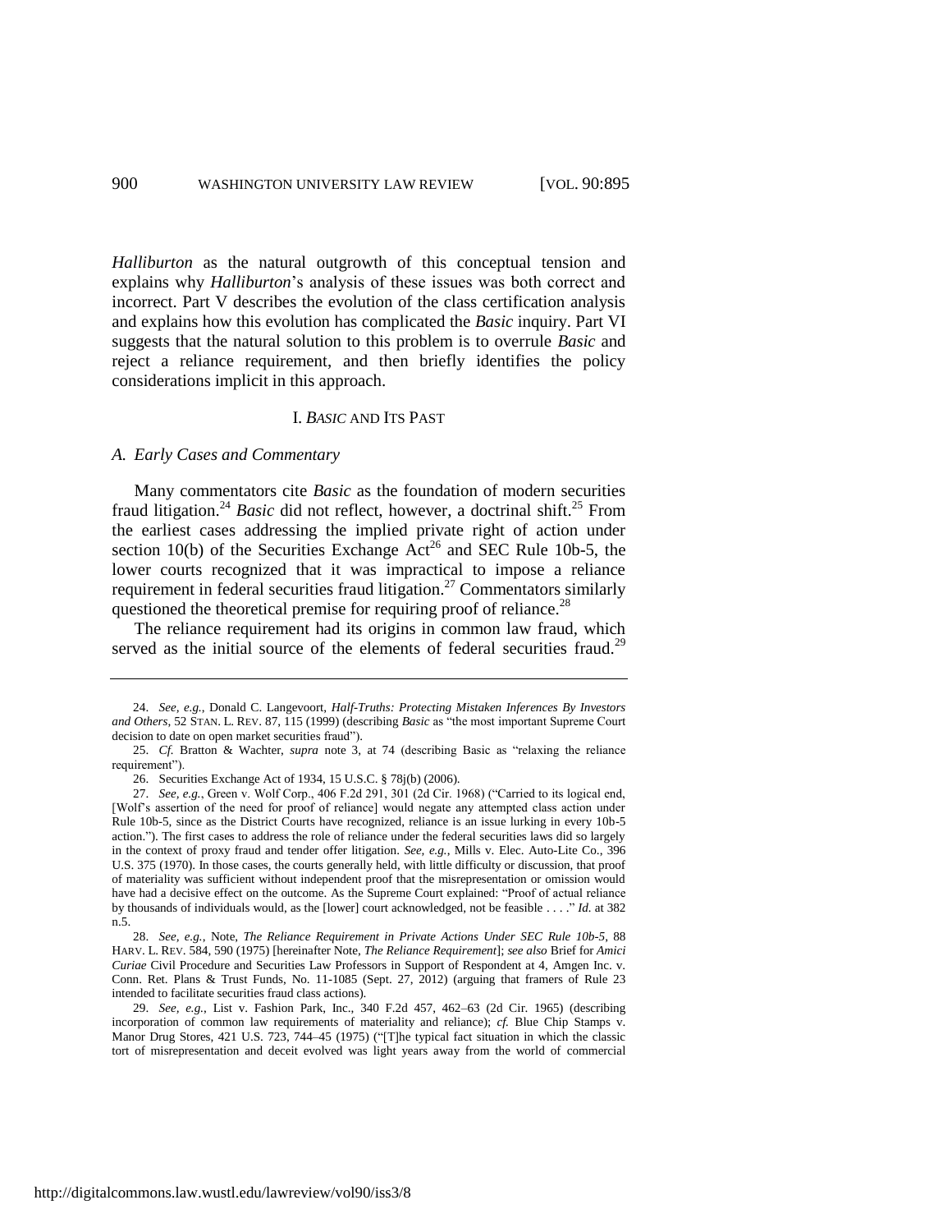*Halliburton* as the natural outgrowth of this conceptual tension and explains why *Halliburton*'s analysis of these issues was both correct and incorrect. Part V describes the evolution of the class certification analysis and explains how this evolution has complicated the *Basic* inquiry. Part VI suggests that the natural solution to this problem is to overrule *Basic* and reject a reliance requirement, and then briefly identifies the policy considerations implicit in this approach.

## I. *BASIC* AND ITS PAST

### *A. Early Cases and Commentary*

Many commentators cite *Basic* as the foundation of modern securities fraud litigation.[24] *Basic* did not reflect, however, a doctrinal shift.[25] From the earliest cases addressing the implied private right of action under section 10(b) of the Securities Exchange Act[26] and SEC Rule 10b-5, the lower courts recognized that it was impractical to impose a reliance requirement in federal securities fraud litigation.[27] Commentators similarly questioned the theoretical premise for requiring proof of reliance.[28]

The reliance requirement had its origins in common law fraud, which served as the initial source of the elements of federal securities fraud.[29]

---

24. *See, e.g.*, Donald C. Langevoort, *Half-Truths: Protecting Mistaken Inferences By Investors and Others*, 52 STAN. L. REV. 87, 115 (1999) (describing *Basic* as "the most important Supreme Court decision to date on open market securities fraud").

25. *Cf.* Bratton & Wachter, *supra* note 3, at 74 (describing Basic as "relaxing the reliance requirement").

26. Securities Exchange Act of 1934, 15 U.S.C. § 78j(b) (2006).

27. *See, e.g.*, Green v. Wolf Corp., 406 F.2d 291, 301 (2d Cir. 1968) ("Carried to its logical end, [Wolf's assertion of the need for proof of reliance] would negate any attempted class action under Rule 10b-5, since as the District Courts have recognized, reliance is an issue lurking in every 10b-5 action."). The first cases to address the role of reliance under the federal securities laws did so largely in the context of proxy fraud and tender offer litigation. *See, e.g.*, Mills v. Elec. Auto-Lite Co., 396 U.S. 375 (1970). In those cases, the courts generally held, with little difficulty or discussion, that proof of materiality was sufficient without independent proof that the misrepresentation or omission would have had a decisive effect on the outcome. As the Supreme Court explained: "Proof of actual reliance by thousands of individuals would, as the [lower] court acknowledged, not be feasible . . . ." *Id.* at 382 n.5.

28. *See, e.g.*, Note, *The Reliance Requirement in Private Actions Under SEC Rule 10b-5*, 88 HARV. L. REV. 584, 590 (1975) [hereinafter Note, *The Reliance Requirement*]; *see also* Brief for *Amici Curiae* Civil Procedure and Securities Law Professors in Support of Respondent at 4, Amgen Inc. v. Conn. Ret. Plans & Trust Funds, No. 11-1085 (Sept. 27, 2012) (arguing that framers of Rule 23 intended to facilitate securities fraud class actions).

29. *See, e.g.*, List v. Fashion Park, Inc., 340 F.2d 457, 462–63 (2d Cir. 1965) (describing incorporation of common law requirements of materiality and reliance); *cf.* Blue Chip Stamps v. Manor Drug Stores, 421 U.S. 723, 744–45 (1975) ("[T]he typical fact situation in which the classic tort of misrepresentation and deceit evolved was light years away from the world of commercial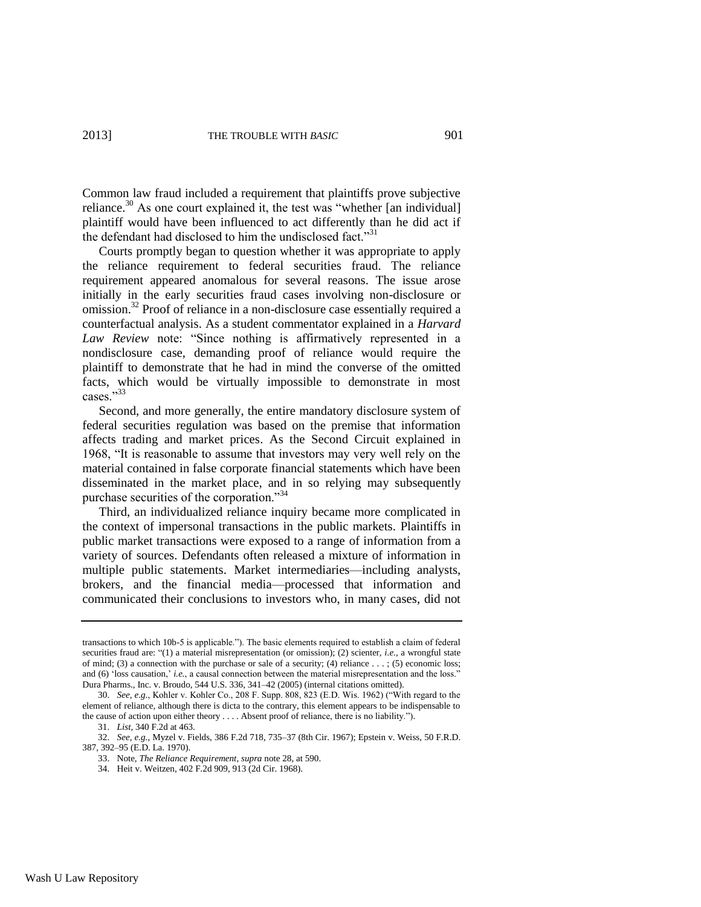Common law fraud included a requirement that plaintiffs prove subjective reliance.[30] As one court explained it, the test was "whether [an individual] plaintiff would have been influenced to act differently than he did act if the defendant had disclosed to him the undisclosed fact."[31]

Courts promptly began to question whether it was appropriate to apply the reliance requirement to federal securities fraud. The reliance requirement appeared anomalous for several reasons. The issue arose initially in the early securities fraud cases involving non-disclosure or omission.[32] Proof of reliance in a non-disclosure case essentially required a counterfactual analysis. As a student commentator explained in a *Harvard Law Review* note: "Since nothing is affirmatively represented in a nondisclosure case, demanding proof of reliance would require the plaintiff to demonstrate that he had in mind the converse of the omitted facts, which would be virtually impossible to demonstrate in most cases."[33]

Second, and more generally, the entire mandatory disclosure system of federal securities regulation was based on the premise that information affects trading and market prices. As the Second Circuit explained in 1968, "It is reasonable to assume that investors may very well rely on the material contained in false corporate financial statements which have been disseminated in the market place, and in so relying may subsequently purchase securities of the corporation."[34]

Third, an individualized reliance inquiry became more complicated in the context of impersonal transactions in the public markets. Plaintiffs in public market transactions were exposed to a range of information from a variety of sources. Defendants often released a mixture of information in multiple public statements. Market intermediaries—including analysts, brokers, and the financial media—processed that information and communicated their conclusions to investors who, in many cases, did not

---

transactions to which 10b-5 is applicable."). The basic elements required to establish a claim of federal securities fraud are: "(1) a material misrepresentation (or omission); (2) scienter, *i.e.*, a wrongful state of mind; (3) a connection with the purchase or sale of a security; (4) reliance . . . ; (5) economic loss; and (6) 'loss causation,' *i.e.*, a causal connection between the material misrepresentation and the loss." Dura Pharms., Inc. v. Broudo, 544 U.S. 336, 341–42 (2005) (internal citations omitted).

30. *See, e.g.*, Kohler v. Kohler Co., 208 F. Supp. 808, 823 (E.D. Wis. 1962) ("With regard to the element of reliance, although there is dicta to the contrary, this element appears to be indispensable to the cause of action upon either theory . . . . Absent proof of reliance, there is no liability.").

31. *List*, 340 F.2d at 463.

32. *See, e.g.*, Myzel v. Fields, 386 F.2d 718, 735–37 (8th Cir. 1967); Epstein v. Weiss, 50 F.R.D. 387, 392–95 (E.D. La. 1970).

33. Note, *The Reliance Requirement*, *supra* note 28, at 590.

34. Heit v. Weitzen, 402 F.2d 909, 913 (2d Cir. 1968).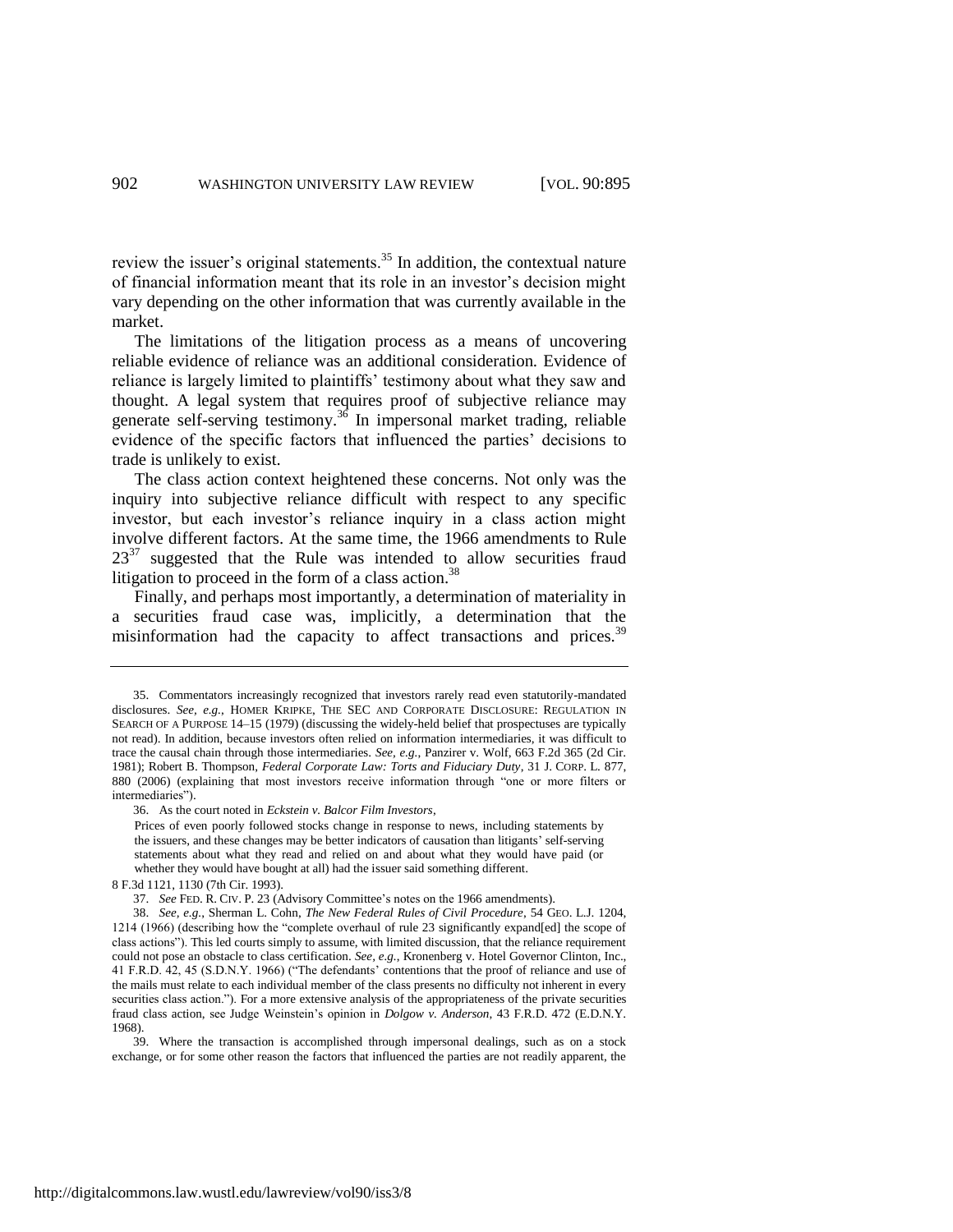review the issuer's original statements.[35] In addition, the contextual nature of financial information meant that its role in an investor's decision might vary depending on the other information that was currently available in the market.

The limitations of the litigation process as a means of uncovering reliable evidence of reliance was an additional consideration. Evidence of reliance is largely limited to plaintiffs' testimony about what they saw and thought. A legal system that requires proof of subjective reliance may generate self-serving testimony.[36] In impersonal market trading, reliable evidence of the specific factors that influenced the parties' decisions to trade is unlikely to exist.

The class action context heightened these concerns. Not only was the inquiry into subjective reliance difficult with respect to any specific investor, but each investor's reliance inquiry in a class action might involve different factors. At the same time, the 1966 amendments to Rule 23[37] suggested that the Rule was intended to allow securities fraud litigation to proceed in the form of a class action.[38]

Finally, and perhaps most importantly, a determination of materiality in a securities fraud case was, implicitly, a determination that the misinformation had the capacity to affect transactions and prices.[39]

---

35. Commentators increasingly recognized that investors rarely read even statutorily-mandated disclosures. *See, e.g.*, HOMER KRIPKE, THE SEC AND CORPORATE DISCLOSURE: REGULATION IN SEARCH OF A PURPOSE 14–15 (1979) (discussing the widely-held belief that prospectuses are typically not read). In addition, because investors often relied on information intermediaries, it was difficult to trace the causal chain through those intermediaries. *See, e.g.*, Panzirer v. Wolf, 663 F.2d 365 (2d Cir. 1981); Robert B. Thompson, *Federal Corporate Law: Torts and Fiduciary Duty*, 31 J. CORP. L. 877, 880 (2006) (explaining that most investors receive information through "one or more filters or intermediaries").

36. As the court noted in *Eckstein v. Balcor Film Investors*,

> Prices of even poorly followed stocks change in response to news, including statements by the issuers, and these changes may be better indicators of causation than litigants' self-serving statements about what they read and relied on and about what they would have paid (or whether they would have bought at all) had the issuer said something different.

8 F.3d 1121, 1130 (7th Cir. 1993).

37. *See* FED. R. CIV. P. 23 (Advisory Committee's notes on the 1966 amendments).

38. *See, e.g.*, Sherman L. Cohn, *The New Federal Rules of Civil Procedure*, 54 GEO. L.J. 1204, 1214 (1966) (describing how the "complete overhaul of rule 23 significantly expand[ed] the scope of class actions"). This led courts simply to assume, with limited discussion, that the reliance requirement could not pose an obstacle to class certification. *See, e.g.*, Kronenberg v. Hotel Governor Clinton, Inc., 41 F.R.D. 42, 45 (S.D.N.Y. 1966) ("The defendants' contentions that the proof of reliance and use of the mails must relate to each individual member of the class presents no difficulty not inherent in every securities class action."). For a more extensive analysis of the appropriateness of the private securities fraud class action, see Judge Weinstein's opinion in *Dolgow v. Anderson*, 43 F.R.D. 472 (E.D.N.Y. 1968).

39. Where the transaction is accomplished through impersonal dealings, such as on a stock exchange, or for some other reason the factors that influenced the parties are not readily apparent, the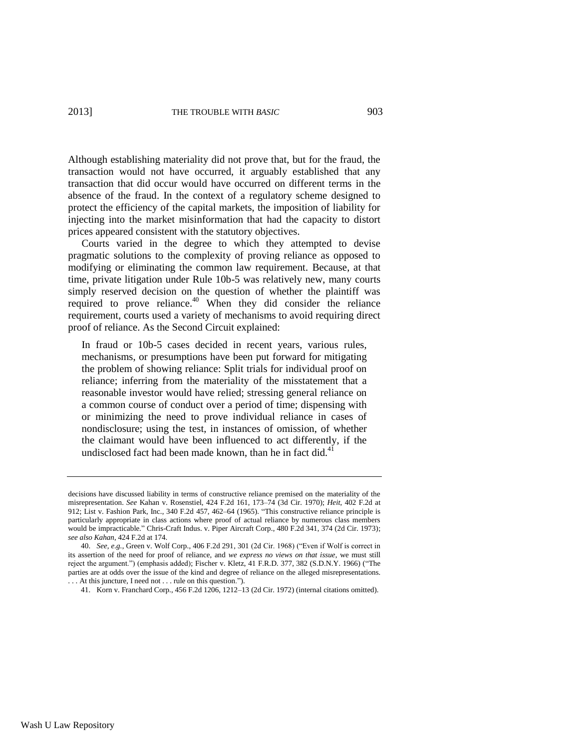Although establishing materiality did not prove that, but for the fraud, the transaction would not have occurred, it arguably established that any transaction that did occur would have occurred on different terms in the absence of the fraud. In the context of a regulatory scheme designed to protect the efficiency of the capital markets, the imposition of liability for injecting into the market misinformation that had the capacity to distort prices appeared consistent with the statutory objectives.

Courts varied in the degree to which they attempted to devise pragmatic solutions to the complexity of proving reliance as opposed to modifying or eliminating the common law requirement. Because, at that time, private litigation under Rule 10b-5 was relatively new, many courts simply reserved decision on the question of whether the plaintiff was required to prove reliance.[40] When they did consider the reliance requirement, courts used a variety of mechanisms to avoid requiring direct proof of reliance. As the Second Circuit explained:

> In fraud or 10b-5 cases decided in recent years, various rules, mechanisms, or presumptions have been put forward for mitigating the problem of showing reliance: Split trials for individual proof on reliance; inferring from the materiality of the misstatement that a reasonable investor would have relied; stressing general reliance on a common course of conduct over a period of time; dispensing with or minimizing the need to prove individual reliance in cases of nondisclosure; using the test, in instances of omission, of whether the claimant would have been influenced to act differently, if the undisclosed fact had been made known, than he in fact did.[41]

---

decisions have discussed liability in terms of constructive reliance premised on the materiality of the misrepresentation. *See* Kahan v. Rosenstiel, 424 F.2d 161, 173–74 (3d Cir. 1970); *Heit*, 402 F.2d at 912; List v. Fashion Park, Inc., 340 F.2d 457, 462–64 (1965). "This constructive reliance principle is particularly appropriate in class actions where proof of actual reliance by numerous class members would be impracticable." Chris-Craft Indus. v. Piper Aircraft Corp., 480 F.2d 341, 374 (2d Cir. 1973); *see also Kahan*, 424 F.2d at 174.

40. *See, e.g.*, Green v. Wolf Corp., 406 F.2d 291, 301 (2d Cir. 1968) ("Even if Wolf is correct in its assertion of the need for proof of reliance, and *we express no views on that issue*, we must still reject the argument.") (emphasis added); Fischer v. Kletz, 41 F.R.D. 377, 382 (S.D.N.Y. 1966) ("The parties are at odds over the issue of the kind and degree of reliance on the alleged misrepresentations. . . . At this juncture, I need not . . . rule on this question.").

41. Korn v. Franchard Corp., 456 F.2d 1206, 1212–13 (2d Cir. 1972) (internal citations omitted).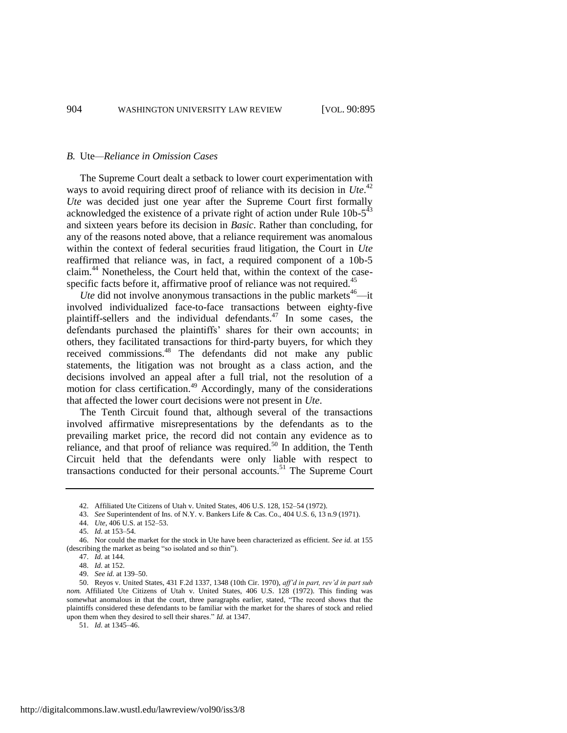### *B.* Ute—*Reliance in Omission Cases*

The Supreme Court dealt a setback to lower court experimentation with ways to avoid requiring direct proof of reliance with its decision in *Ute*.[42] *Ute* was decided just one year after the Supreme Court first formally acknowledged the existence of a private right of action under Rule 10b-5[43] and sixteen years before its decision in *Basic*. Rather than concluding, for any of the reasons noted above, that a reliance requirement was anomalous within the context of federal securities fraud litigation, the Court in *Ute* reaffirmed that reliance was, in fact, a required component of a 10b-5 claim.[44] Nonetheless, the Court held that, within the context of the case-specific facts before it, affirmative proof of reliance was not required.[45]

*Ute* did not involve anonymous transactions in the public markets[46]—it involved individualized face-to-face transactions between eighty-five plaintiff-sellers and the individual defendants.[47] In some cases, the defendants purchased the plaintiffs' shares for their own accounts; in others, they facilitated transactions for third-party buyers, for which they received commissions.[48] The defendants did not make any public statements, the litigation was not brought as a class action, and the decisions involved an appeal after a full trial, not the resolution of a motion for class certification.[49] Accordingly, many of the considerations that affected the lower court decisions were not present in *Ute*.

The Tenth Circuit found that, although several of the transactions involved affirmative misrepresentations by the defendants as to the prevailing market price, the record did not contain any evidence as to reliance, and that proof of reliance was required.[50] In addition, the Tenth Circuit held that the defendants were only liable with respect to transactions conducted for their personal accounts.[51] The Supreme Court

---

42. Affiliated Ute Citizens of Utah v. United States, 406 U.S. 128, 152–54 (1972).

43. *See* Superintendent of Ins. of N.Y. v. Bankers Life & Cas. Co., 404 U.S. 6, 13 n.9 (1971).

44. *Ute*, 406 U.S. at 152–53.

45. *Id.* at 153–54.

46. Nor could the market for the stock in Ute have been characterized as efficient. *See id.* at 155 (describing the market as being "so isolated and so thin").

47. *Id.* at 144.

48. *Id.* at 152.

49. *See id.* at 139–50.

50. Reyos v. United States, 431 F.2d 1337, 1348 (10th Cir. 1970), *aff'd in part, rev'd in part sub nom.* Affiliated Ute Citizens of Utah v. United States, 406 U.S. 128 (1972). This finding was somewhat anomalous in that the court, three paragraphs earlier, stated, "The record shows that the plaintiffs considered these defendants to be familiar with the market for the shares of stock and relied upon them when they desired to sell their shares." *Id.* at 1347.

51. *Id.* at 1345–46.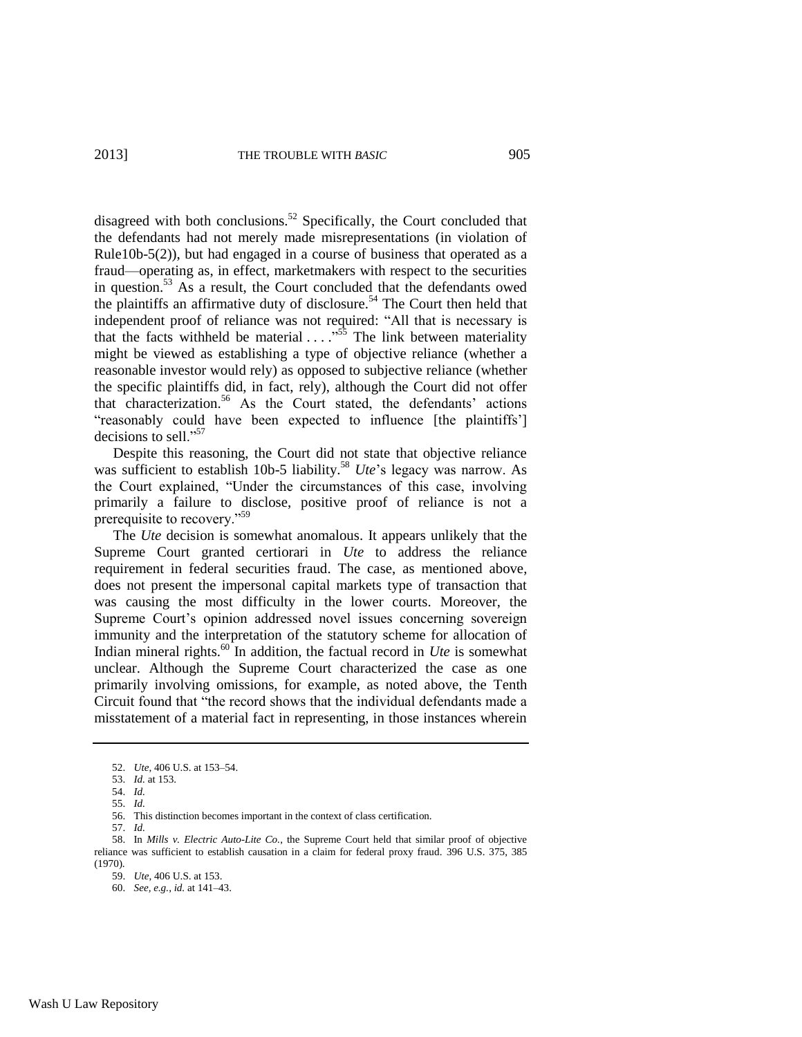disagreed with both conclusions.[52] Specifically, the Court concluded that the defendants had not merely made misrepresentations (in violation of Rule10b-5(2)), but had engaged in a course of business that operated as a fraud—operating as, in effect, marketmakers with respect to the securities in question.[53] As a result, the Court concluded that the defendants owed the plaintiffs an affirmative duty of disclosure.[54] The Court then held that independent proof of reliance was not required: "All that is necessary is that the facts withheld be material . . . ."[55] The link between materiality might be viewed as establishing a type of objective reliance (whether a reasonable investor would rely) as opposed to subjective reliance (whether the specific plaintiffs did, in fact, rely), although the Court did not offer that characterization.[56] As the Court stated, the defendants' actions "reasonably could have been expected to influence [the plaintiffs'] decisions to sell."[57]

Despite this reasoning, the Court did not state that objective reliance was sufficient to establish 10b-5 liability.[58] *Ute*'s legacy was narrow. As the Court explained, "Under the circumstances of this case, involving primarily a failure to disclose, positive proof of reliance is not a prerequisite to recovery."[59]

The *Ute* decision is somewhat anomalous. It appears unlikely that the Supreme Court granted certiorari in *Ute* to address the reliance requirement in federal securities fraud. The case, as mentioned above, does not present the impersonal capital markets type of transaction that was causing the most difficulty in the lower courts. Moreover, the Supreme Court's opinion addressed novel issues concerning sovereign immunity and the interpretation of the statutory scheme for allocation of Indian mineral rights.[60] In addition, the factual record in *Ute* is somewhat unclear. Although the Supreme Court characterized the case as one primarily involving omissions, for example, as noted above, the Tenth Circuit found that "the record shows that the individual defendants made a misstatement of a material fact in representing, in those instances wherein

---

52. *Ute*, 406 U.S. at 153–54.

53. *Id.* at 153.

54. *Id.*

55. *Id.*

56. This distinction becomes important in the context of class certification.

57. *Id.*

58. In *Mills v. Electric Auto-Lite Co.*, the Supreme Court held that similar proof of objective reliance was sufficient to establish causation in a claim for federal proxy fraud. 396 U.S. 375, 385 (1970).

59. *Ute*, 406 U.S. at 153.

60. *See, e.g.*, *id.* at 141–43.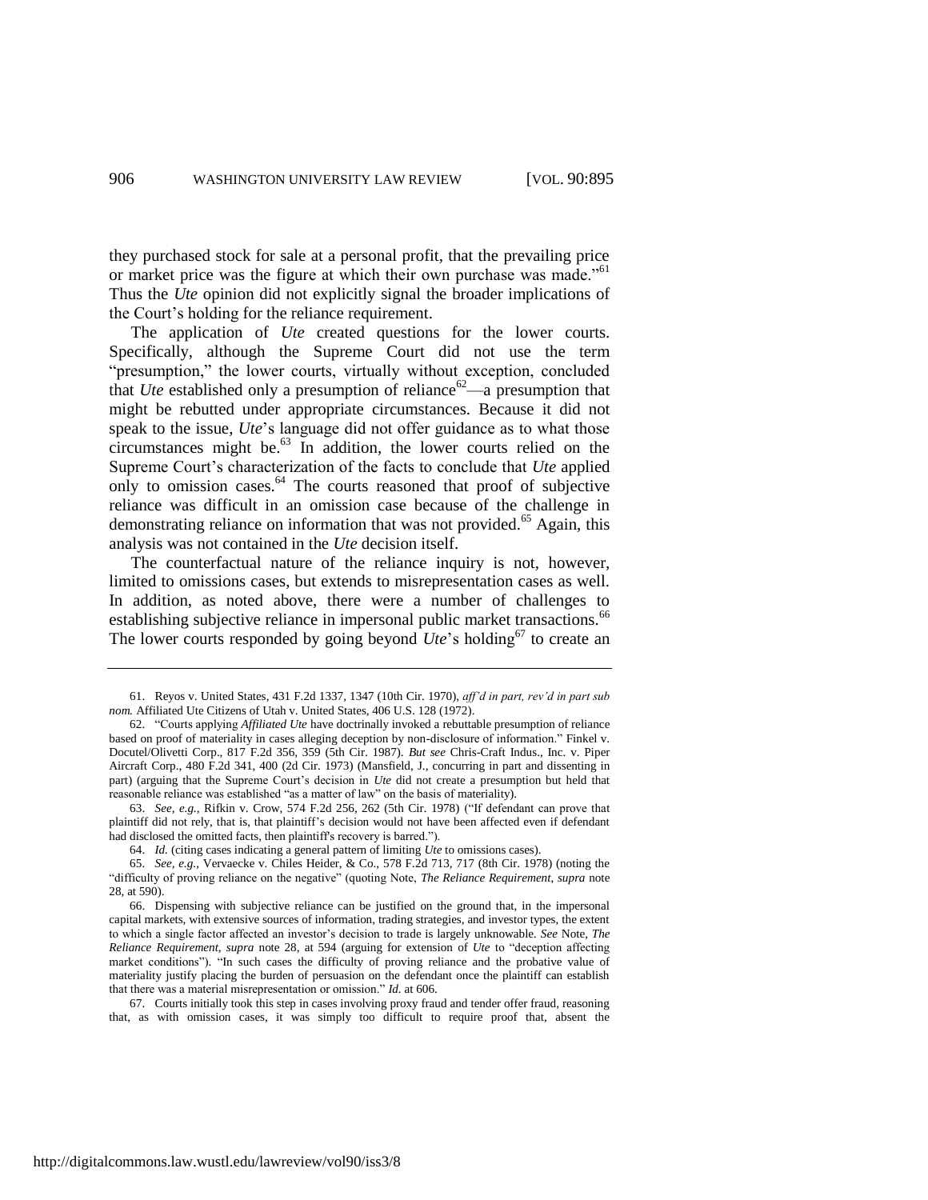they purchased stock for sale at a personal profit, that the prevailing price or market price was the figure at which their own purchase was made."[61] Thus the *Ute* opinion did not explicitly signal the broader implications of the Court's holding for the reliance requirement.

The application of *Ute* created questions for the lower courts. Specifically, although the Supreme Court did not use the term "presumption," the lower courts, virtually without exception, concluded that *Ute* established only a presumption of reliance[62]—a presumption that might be rebutted under appropriate circumstances. Because it did not speak to the issue, *Ute*'s language did not offer guidance as to what those circumstances might be.[63] In addition, the lower courts relied on the Supreme Court's characterization of the facts to conclude that *Ute* applied only to omission cases.[64] The courts reasoned that proof of subjective reliance was difficult in an omission case because of the challenge in demonstrating reliance on information that was not provided.[65] Again, this analysis was not contained in the *Ute* decision itself.

The counterfactual nature of the reliance inquiry is not, however, limited to omissions cases, but extends to misrepresentation cases as well. In addition, as noted above, there were a number of challenges to establishing subjective reliance in impersonal public market transactions.[66] The lower courts responded by going beyond *Ute*'s holding[67] to create an

---

61. Reyos v. United States, 431 F.2d 1337, 1347 (10th Cir. 1970), *aff'd in part, rev'd in part sub nom.* Affiliated Ute Citizens of Utah v. United States, 406 U.S. 128 (1972).

62. "Courts applying *Affiliated Ute* have doctrinally invoked a rebuttable presumption of reliance based on proof of materiality in cases alleging deception by non-disclosure of information." Finkel v. Docutel/Olivetti Corp., 817 F.2d 356, 359 (5th Cir. 1987). *But see* Chris-Craft Indus., Inc. v. Piper Aircraft Corp., 480 F.2d 341, 400 (2d Cir. 1973) (Mansfield, J., concurring in part and dissenting in part) (arguing that the Supreme Court's decision in *Ute* did not create a presumption but held that reasonable reliance was established "as a matter of law" on the basis of materiality).

63. *See, e.g.*, Rifkin v. Crow, 574 F.2d 256, 262 (5th Cir. 1978) ("If defendant can prove that plaintiff did not rely, that is, that plaintiff's decision would not have been affected even if defendant had disclosed the omitted facts, then plaintiff's recovery is barred.").

64. *Id.* (citing cases indicating a general pattern of limiting *Ute* to omissions cases).

65. *See, e.g.*, Vervaecke v. Chiles Heider, & Co., 578 F.2d 713, 717 (8th Cir. 1978) (noting the "difficulty of proving reliance on the negative" (quoting Note, *The Reliance Requirement*, *supra* note 28, at 590).

66. Dispensing with subjective reliance can be justified on the ground that, in the impersonal capital markets, with extensive sources of information, trading strategies, and investor types, the extent to which a single factor affected an investor's decision to trade is largely unknowable. *See* Note, *The Reliance Requirement*, *supra* note 28, at 594 (arguing for extension of *Ute* to "deception affecting market conditions"). "In such cases the difficulty of proving reliance and the probative value of materiality justify placing the burden of persuasion on the defendant once the plaintiff can establish that there was a material misrepresentation or omission." *Id.* at 606.

67. Courts initially took this step in cases involving proxy fraud and tender offer fraud, reasoning that, as with omission cases, it was simply too difficult to require proof that, absent the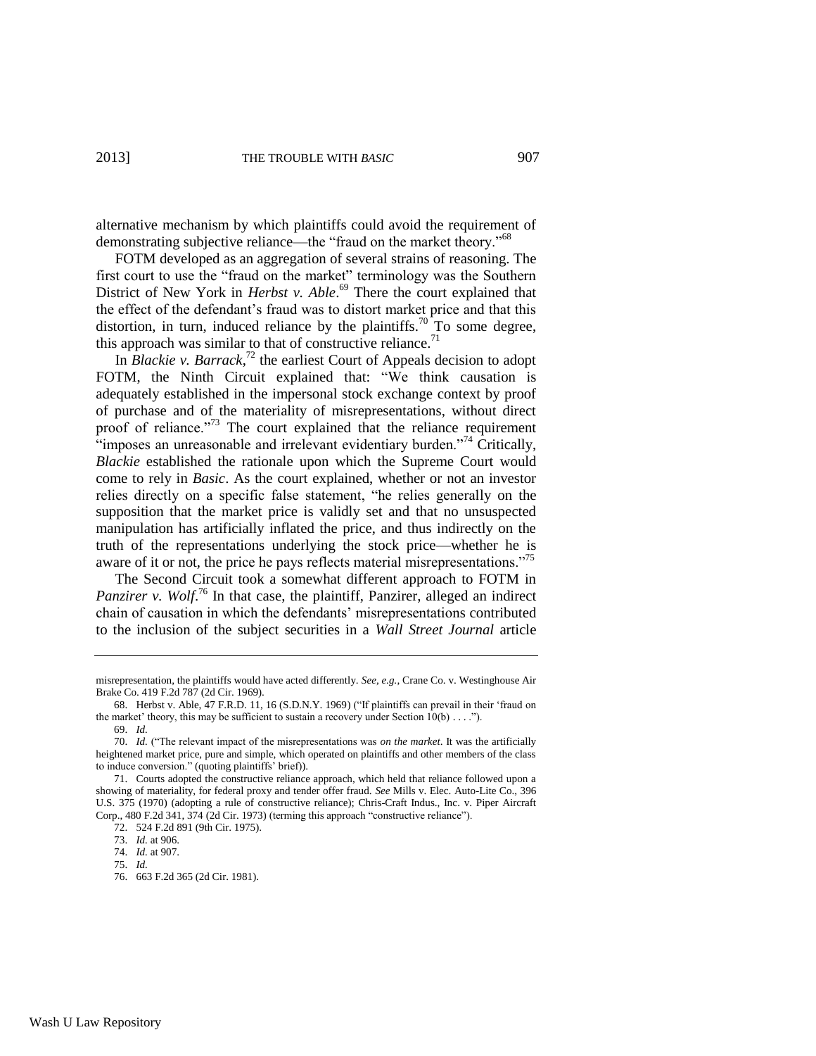alternative mechanism by which plaintiffs could avoid the requirement of demonstrating subjective reliance—the "fraud on the market theory."[68]

FOTM developed as an aggregation of several strains of reasoning. The first court to use the "fraud on the market" terminology was the Southern District of New York in *Herbst v. Able*.[69] There the court explained that the effect of the defendant's fraud was to distort market price and that this distortion, in turn, induced reliance by the plaintiffs.[70] To some degree, this approach was similar to that of constructive reliance.[71]

In *Blackie v. Barrack*,[72] the earliest Court of Appeals decision to adopt FOTM, the Ninth Circuit explained that: "We think causation is adequately established in the impersonal stock exchange context by proof of purchase and of the materiality of misrepresentations, without direct proof of reliance."[73] The court explained that the reliance requirement "imposes an unreasonable and irrelevant evidentiary burden."[74] Critically, *Blackie* established the rationale upon which the Supreme Court would come to rely in *Basic*. As the court explained, whether or not an investor relies directly on a specific false statement, "he relies generally on the supposition that the market price is validly set and that no unsuspected manipulation has artificially inflated the price, and thus indirectly on the truth of the representations underlying the stock price—whether he is aware of it or not, the price he pays reflects material misrepresentations."[75]

The Second Circuit took a somewhat different approach to FOTM in *Panzirer v. Wolf*.[76] In that case, the plaintiff, Panzirer, alleged an indirect chain of causation in which the defendants' misrepresentations contributed to the inclusion of the subject securities in a *Wall Street Journal* article

---

misrepresentation, the plaintiffs would have acted differently. *See, e.g.*, Crane Co. v. Westinghouse Air Brake Co. 419 F.2d 787 (2d Cir. 1969).

68. Herbst v. Able, 47 F.R.D. 11, 16 (S.D.N.Y. 1969) ("If plaintiffs can prevail in their 'fraud on the market' theory, this may be sufficient to sustain a recovery under Section 10(b) . . . .").

69. *Id.*

70. *Id.* ("The relevant impact of the misrepresentations was *on the market*. It was the artificially heightened market price, pure and simple, which operated on plaintiffs and other members of the class to induce conversion." (quoting plaintiffs' brief)).

71. Courts adopted the constructive reliance approach, which held that reliance followed upon a showing of materiality, for federal proxy and tender offer fraud. *See* Mills v. Elec. Auto-Lite Co., 396 U.S. 375 (1970) (adopting a rule of constructive reliance); Chris-Craft Indus., Inc. v. Piper Aircraft Corp., 480 F.2d 341, 374 (2d Cir. 1973) (terming this approach "constructive reliance").

72. 524 F.2d 891 (9th Cir. 1975).

73. *Id.* at 906.

74. *Id.* at 907.

75. *Id.*

76. 663 F.2d 365 (2d Cir. 1981).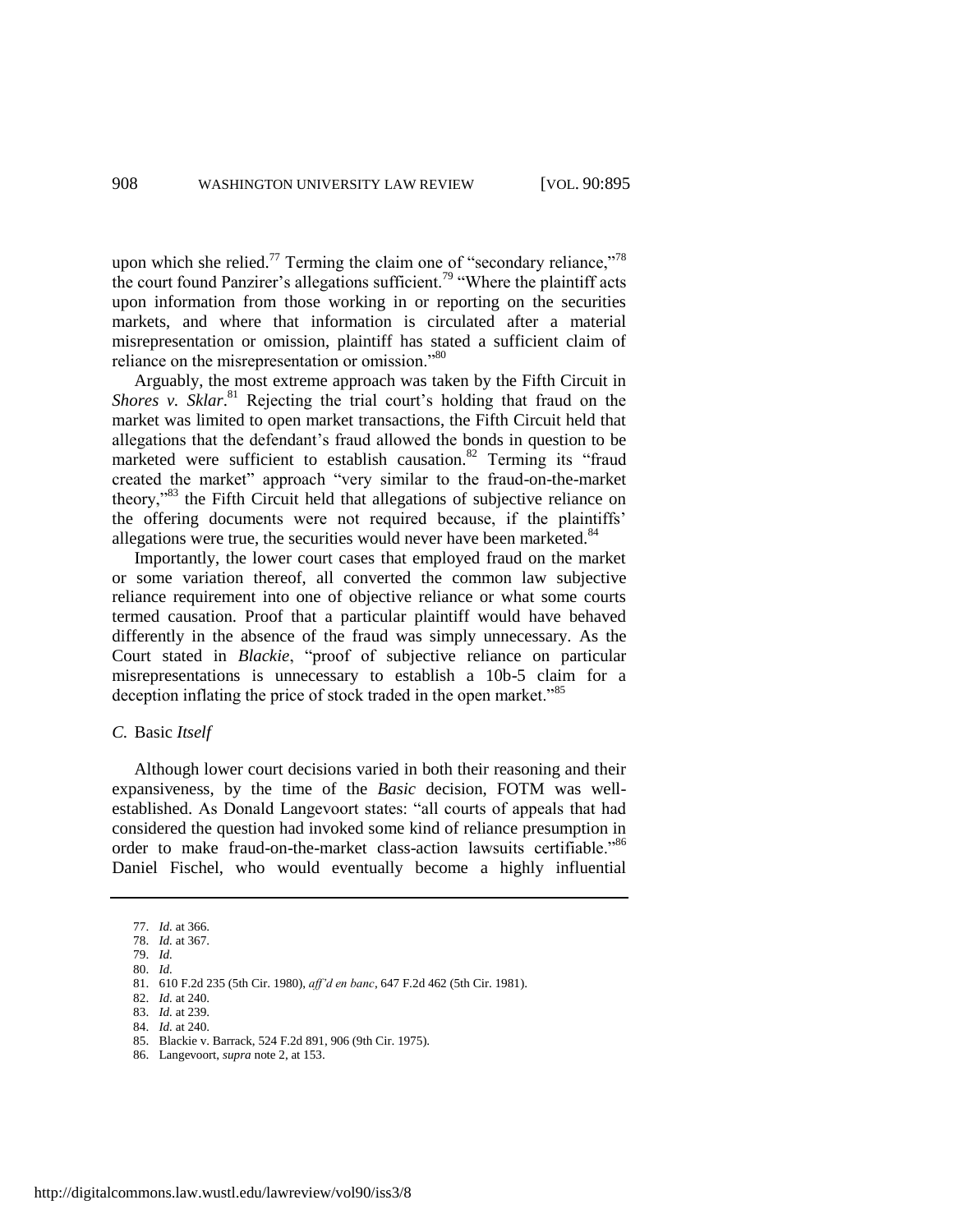upon which she relied.[77] Terming the claim one of "secondary reliance,"[78] the court found Panzirer's allegations sufficient.[79] "Where the plaintiff acts upon information from those working in or reporting on the securities markets, and where that information is circulated after a material misrepresentation or omission, plaintiff has stated a sufficient claim of reliance on the misrepresentation or omission."[80]

Arguably, the most extreme approach was taken by the Fifth Circuit in *Shores v. Sklar*.[81] Rejecting the trial court's holding that fraud on the market was limited to open market transactions, the Fifth Circuit held that allegations that the defendant's fraud allowed the bonds in question to be marketed were sufficient to establish causation.[82] Terming its "fraud created the market" approach "very similar to the fraud-on-the-market theory,"[83] the Fifth Circuit held that allegations of subjective reliance on the offering documents were not required because, if the plaintiffs' allegations were true, the securities would never have been marketed.[84]

Importantly, the lower court cases that employed fraud on the market or some variation thereof, all converted the common law subjective reliance requirement into one of objective reliance or what some courts termed causation. Proof that a particular plaintiff would have behaved differently in the absence of the fraud was simply unnecessary. As the Court stated in *Blackie*, "proof of subjective reliance on particular misrepresentations is unnecessary to establish a 10b-5 claim for a deception inflating the price of stock traded in the open market."[85]

### *C.* Basic *Itself*

Although lower court decisions varied in both their reasoning and their expansiveness, by the time of the *Basic* decision, FOTM was well-established. As Donald Langevoort states: "all courts of appeals that had considered the question had invoked some kind of reliance presumption in order to make fraud-on-the-market class-action lawsuits certifiable."[86] Daniel Fischel, who would eventually become a highly influential

---

77. *Id.* at 366.
78. *Id.* at 367.
79. *Id.*
80. *Id.*
81. 610 F.2d 235 (5th Cir. 1980), *aff'd en banc*, 647 F.2d 462 (5th Cir. 1981).
82. *Id.* at 240.
83. *Id.* at 239.
84. *Id.* at 240.
85. Blackie v. Barrack, 524 F.2d 891, 906 (9th Cir. 1975).
86. Langevoort, *supra* note 2, at 153.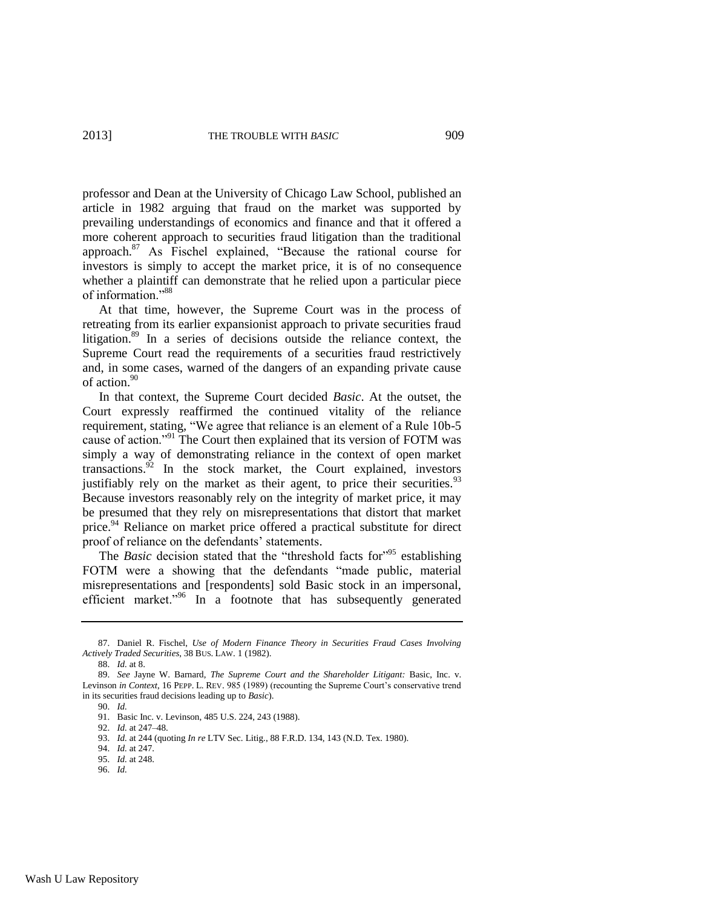professor and Dean at the University of Chicago Law School, published an article in 1982 arguing that fraud on the market was supported by prevailing understandings of economics and finance and that it offered a more coherent approach to securities fraud litigation than the traditional approach.[87] As Fischel explained, "Because the rational course for investors is simply to accept the market price, it is of no consequence whether a plaintiff can demonstrate that he relied upon a particular piece of information."[88]

At that time, however, the Supreme Court was in the process of retreating from its earlier expansionist approach to private securities fraud litigation.[89] In a series of decisions outside the reliance context, the Supreme Court read the requirements of a securities fraud restrictively and, in some cases, warned of the dangers of an expanding private cause of action.[90]

In that context, the Supreme Court decided *Basic*. At the outset, the Court expressly reaffirmed the continued vitality of the reliance requirement, stating, "We agree that reliance is an element of a Rule 10b-5 cause of action."[91] The Court then explained that its version of FOTM was simply a way of demonstrating reliance in the context of open market transactions.[92] In the stock market, the Court explained, investors justifiably rely on the market as their agent, to price their securities.[93] Because investors reasonably rely on the integrity of market price, it may be presumed that they rely on misrepresentations that distort that market price.[94] Reliance on market price offered a practical substitute for direct proof of reliance on the defendants' statements.

The *Basic* decision stated that the "threshold facts for"[95] establishing FOTM were a showing that the defendants "made public, material misrepresentations and [respondents] sold Basic stock in an impersonal, efficient market."[96] In a footnote that has subsequently generated

---

87. Daniel R. Fischel, *Use of Modern Finance Theory in Securities Fraud Cases Involving Actively Traded Securities*, 38 BUS. LAW. 1 (1982).

88. *Id.* at 8.

89. *See* Jayne W. Barnard, *The Supreme Court and the Shareholder Litigant:* Basic, Inc. v. Levinson *in Context*, 16 PEPP. L. REV. 985 (1989) (recounting the Supreme Court's conservative trend in its securities fraud decisions leading up to *Basic*).

90. *Id.*

91. Basic Inc. v. Levinson, 485 U.S. 224, 243 (1988).

92. *Id.* at 247–48.

93. *Id.* at 244 (quoting *In re* LTV Sec. Litig., 88 F.R.D. 134, 143 (N.D. Tex. 1980).

94. *Id.* at 247.

95. *Id.* at 248.

96. *Id.*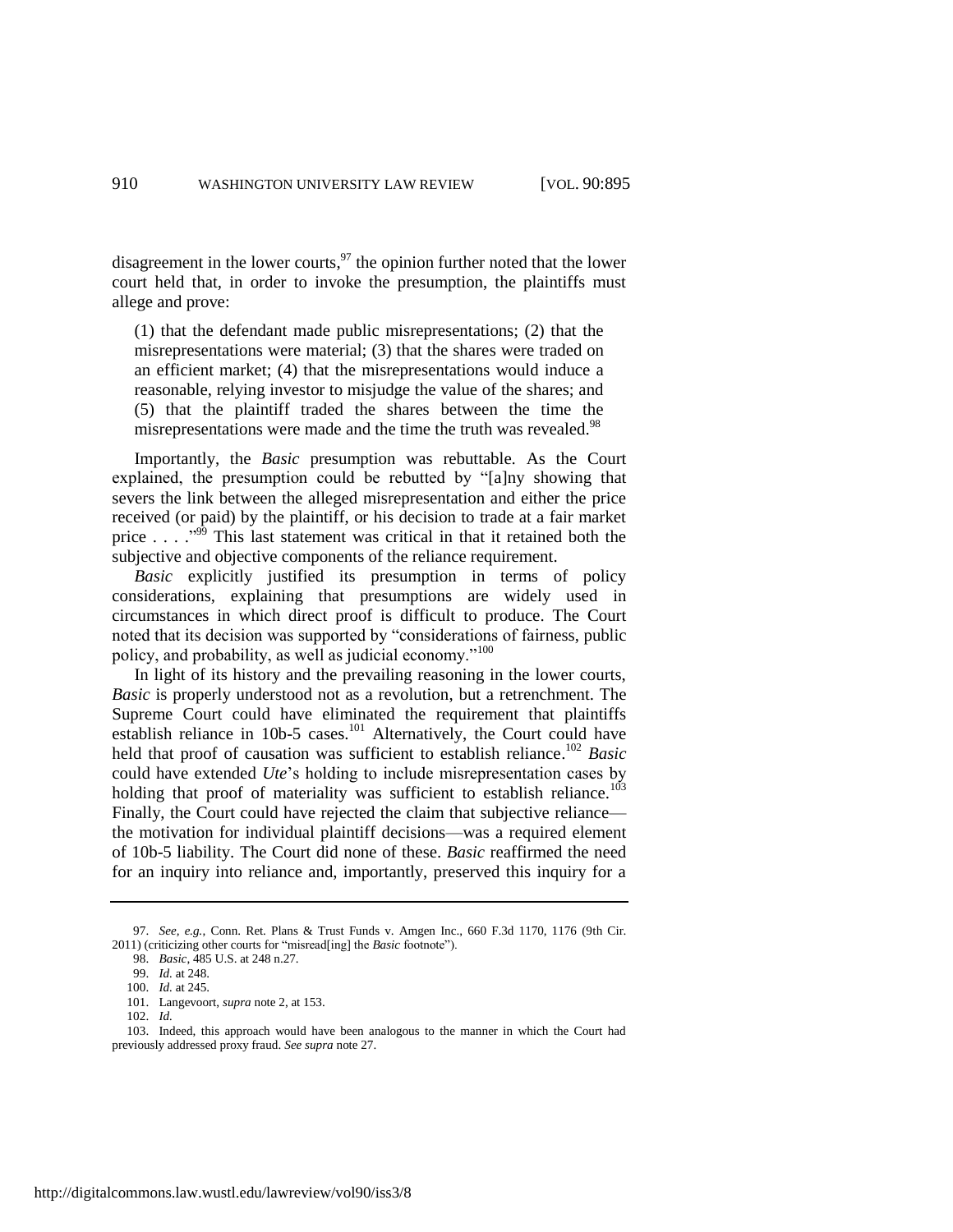disagreement in the lower courts,[97] the opinion further noted that the lower court held that, in order to invoke the presumption, the plaintiffs must allege and prove:

> (1) that the defendant made public misrepresentations; (2) that the misrepresentations were material; (3) that the shares were traded on an efficient market; (4) that the misrepresentations would induce a reasonable, relying investor to misjudge the value of the shares; and (5) that the plaintiff traded the shares between the time the misrepresentations were made and the time the truth was revealed.[98]

Importantly, the *Basic* presumption was rebuttable. As the Court explained, the presumption could be rebutted by "[a]ny showing that severs the link between the alleged misrepresentation and either the price received (or paid) by the plaintiff, or his decision to trade at a fair market price . . . ."[99] This last statement was critical in that it retained both the subjective and objective components of the reliance requirement.

*Basic* explicitly justified its presumption in terms of policy considerations, explaining that presumptions are widely used in circumstances in which direct proof is difficult to produce. The Court noted that its decision was supported by "considerations of fairness, public policy, and probability, as well as judicial economy."[100]

In light of its history and the prevailing reasoning in the lower courts, *Basic* is properly understood not as a revolution, but a retrenchment. The Supreme Court could have eliminated the requirement that plaintiffs establish reliance in 10b-5 cases.[101] Alternatively, the Court could have held that proof of causation was sufficient to establish reliance.[102] *Basic* could have extended *Ute*'s holding to include misrepresentation cases by holding that proof of materiality was sufficient to establish reliance.[103] Finally, the Court could have rejected the claim that subjective reliance—the motivation for individual plaintiff decisions—was a required element of 10b-5 liability. The Court did none of these. *Basic* reaffirmed the need for an inquiry into reliance and, importantly, preserved this inquiry for a

---

97. *See, e.g.*, Conn. Ret. Plans & Trust Funds v. Amgen Inc., 660 F.3d 1170, 1176 (9th Cir. 2011) (criticizing other courts for "misread[ing] the *Basic* footnote").

98. *Basic*, 485 U.S. at 248 n.27.

99. *Id.* at 248.

100. *Id.* at 245.

101. Langevoort, *supra* note 2, at 153.

102. *Id.*

103. Indeed, this approach would have been analogous to the manner in which the Court had previously addressed proxy fraud. *See supra* note 27.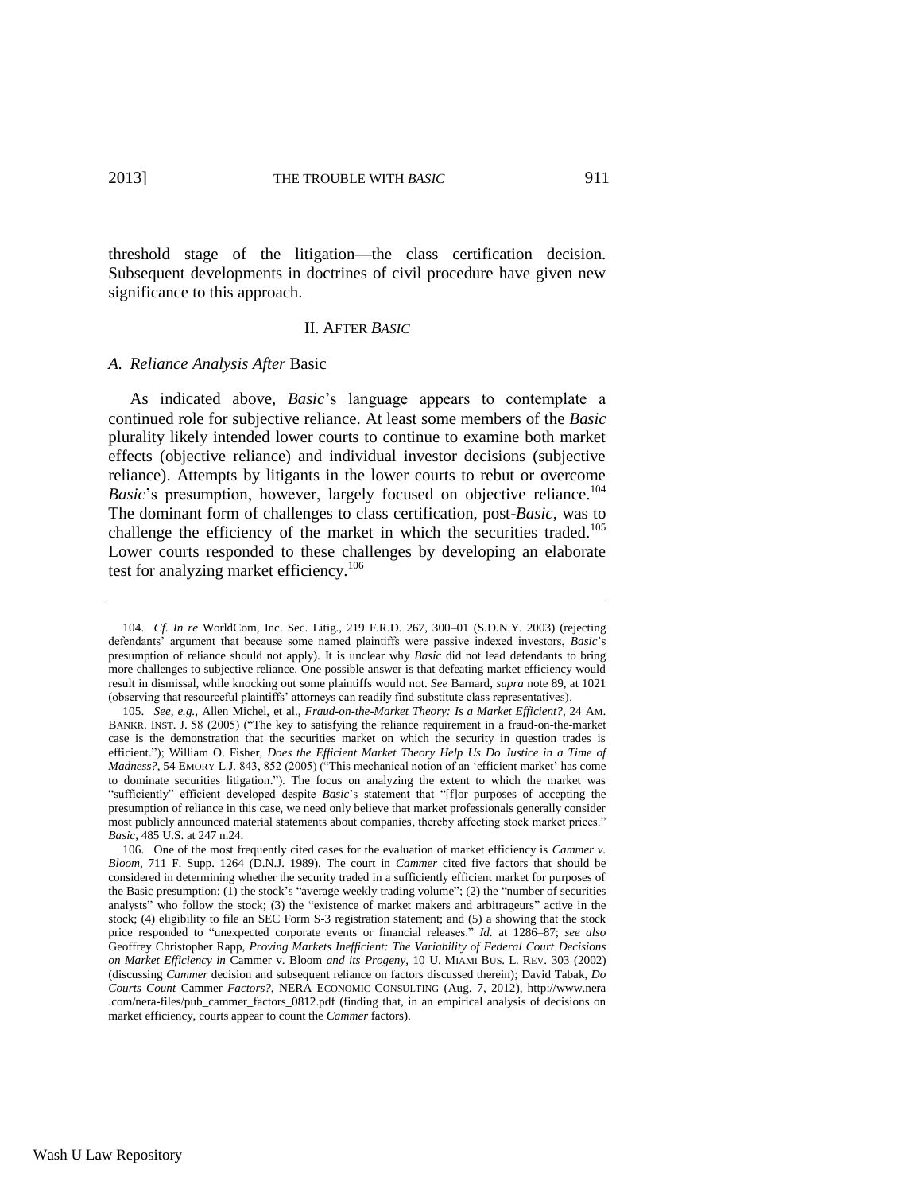threshold stage of the litigation—the class certification decision. Subsequent developments in doctrines of civil procedure have given new significance to this approach.

## II. AFTER *BASIC*

### *A. Reliance Analysis After* Basic

As indicated above, *Basic*'s language appears to contemplate a continued role for subjective reliance. At least some members of the *Basic* plurality likely intended lower courts to continue to examine both market effects (objective reliance) and individual investor decisions (subjective reliance). Attempts by litigants in the lower courts to rebut or overcome *Basic*'s presumption, however, largely focused on objective reliance.[104] The dominant form of challenges to class certification, post-*Basic*, was to challenge the efficiency of the market in which the securities traded.[105] Lower courts responded to these challenges by developing an elaborate test for analyzing market efficiency.[106]

---

104. *Cf. In re* WorldCom, Inc. Sec. Litig., 219 F.R.D. 267, 300–01 (S.D.N.Y. 2003) (rejecting defendants' argument that because some named plaintiffs were passive indexed investors, *Basic*'s presumption of reliance should not apply). It is unclear why *Basic* did not lead defendants to bring more challenges to subjective reliance. One possible answer is that defeating market efficiency would result in dismissal, while knocking out some plaintiffs would not. *See* Barnard, *supra* note 89, at 1021 (observing that resourceful plaintiffs' attorneys can readily find substitute class representatives).

105. *See, e.g.*, Allen Michel, et al., *Fraud-on-the-Market Theory: Is a Market Efficient?*, 24 AM. BANKR. INST. J. 58 (2005) ("The key to satisfying the reliance requirement in a fraud-on-the-market case is the demonstration that the securities market on which the security in question trades is efficient."); William O. Fisher, *Does the Efficient Market Theory Help Us Do Justice in a Time of Madness?*, 54 EMORY L.J. 843, 852 (2005) ("This mechanical notion of an 'efficient market' has come to dominate securities litigation."). The focus on analyzing the extent to which the market was "sufficiently" efficient developed despite *Basic*'s statement that "[f]or purposes of accepting the presumption of reliance in this case, we need only believe that market professionals generally consider most publicly announced material statements about companies, thereby affecting stock market prices." *Basic*, 485 U.S. at 247 n.24.

106. One of the most frequently cited cases for the evaluation of market efficiency is *Cammer v. Bloom*, 711 F. Supp. 1264 (D.N.J. 1989). The court in *Cammer* cited five factors that should be considered in determining whether the security traded in a sufficiently efficient market for purposes of the Basic presumption: (1) the stock's "average weekly trading volume"; (2) the "number of securities analysts" who follow the stock; (3) the "existence of market makers and arbitrageurs" active in the stock; (4) eligibility to file an SEC Form S-3 registration statement; and (5) a showing that the stock price responded to "unexpected corporate events or financial releases." *Id.* at 1286–87; *see also* Geoffrey Christopher Rapp, *Proving Markets Inefficient: The Variability of Federal Court Decisions on Market Efficiency in* Cammer v. Bloom *and its Progeny*, 10 U. MIAMI BUS. L. REV. 303 (2002) (discussing *Cammer* decision and subsequent reliance on factors discussed therein); David Tabak, *Do Courts Count* Cammer *Factors?*, NERA ECONOMIC CONSULTING (Aug. 7, 2012), http://www.nera.com/nera-files/pub_cammer_factors_0812.pdf (finding that, in an empirical analysis of decisions on market efficiency, courts appear to count the *Cammer* factors).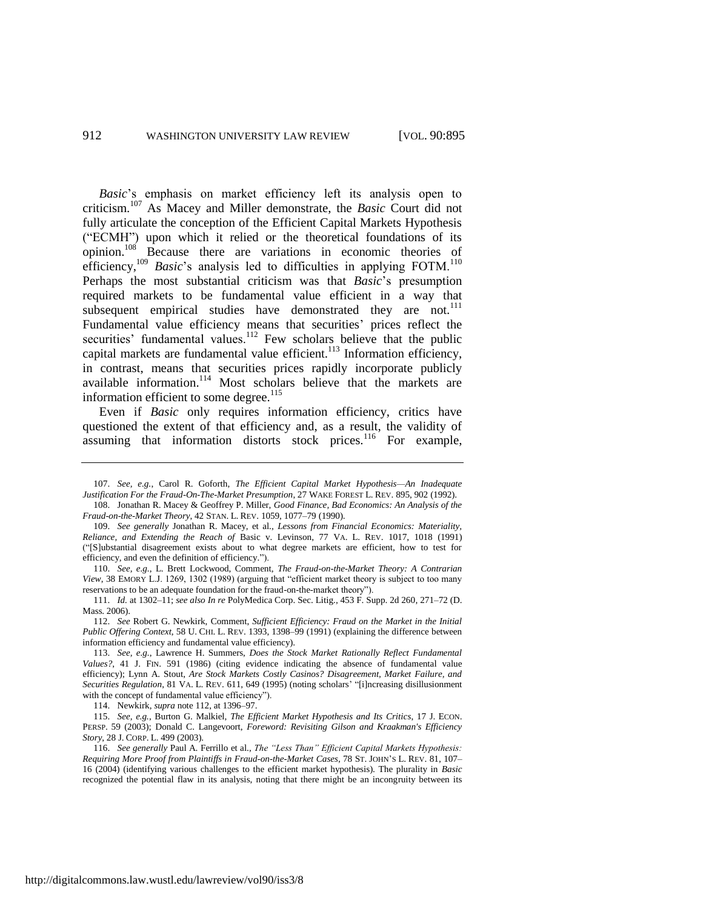*Basic*'s emphasis on market efficiency left its analysis open to criticism.[107] As Macey and Miller demonstrate, the *Basic* Court did not fully articulate the conception of the Efficient Capital Markets Hypothesis ("ECMH") upon which it relied or the theoretical foundations of its opinion.[108] Because there are variations in economic theories of efficiency,[109] *Basic*'s analysis led to difficulties in applying FOTM.[110] Perhaps the most substantial criticism was that *Basic*'s presumption required markets to be fundamental value efficient in a way that subsequent empirical studies have demonstrated they are not.[111] Fundamental value efficiency means that securities' prices reflect the securities' fundamental values.[112] Few scholars believe that the public capital markets are fundamental value efficient.[113] Information efficiency, in contrast, means that securities prices rapidly incorporate publicly available information.[114] Most scholars believe that the markets are information efficient to some degree.[115]

Even if *Basic* only requires information efficiency, critics have questioned the extent of that efficiency and, as a result, the validity of assuming that information distorts stock prices.[116] For example,

---

107. *See, e.g.*, Carol R. Goforth, *The Efficient Capital Market Hypothesis—An Inadequate Justification For the Fraud-On-The-Market Presumption*, 27 WAKE FOREST L. REV. 895, 902 (1992).

108. Jonathan R. Macey & Geoffrey P. Miller, *Good Finance, Bad Economics: An Analysis of the Fraud-on-the-Market Theory*, 42 STAN. L. REV. 1059, 1077–79 (1990).

109. *See generally* Jonathan R. Macey, et al., *Lessons from Financial Economics: Materiality, Reliance, and Extending the Reach of* Basic v. Levinson, 77 VA. L. REV. 1017, 1018 (1991) ("[S]ubstantial disagreement exists about to what degree markets are efficient, how to test for efficiency, and even the definition of efficiency.").

110. *See, e.g.*, L. Brett Lockwood, Comment, *The Fraud-on-the-Market Theory: A Contrarian View*, 38 EMORY L.J. 1269, 1302 (1989) (arguing that "efficient market theory is subject to too many reservations to be an adequate foundation for the fraud-on-the-market theory").

111. *Id.* at 1302–11; *see also In re* PolyMedica Corp. Sec. Litig., 453 F. Supp. 2d 260, 271–72 (D. Mass. 2006).

112. *See* Robert G. Newkirk, Comment, *Sufficient Efficiency: Fraud on the Market in the Initial Public Offering Context*, 58 U. CHI. L. REV. 1393, 1398–99 (1991) (explaining the difference between information efficiency and fundamental value efficiency).

113. *See, e.g.*, Lawrence H. Summers, *Does the Stock Market Rationally Reflect Fundamental Values?*, 41 J. FIN. 591 (1986) (citing evidence indicating the absence of fundamental value efficiency); Lynn A. Stout, *Are Stock Markets Costly Casinos? Disagreement, Market Failure, and Securities Regulation*, 81 VA. L. REV. 611, 649 (1995) (noting scholars' "[i]ncreasing disillusionment with the concept of fundamental value efficiency").

114. Newkirk, *supra* note 112, at 1396–97.

115. *See, e.g.*, Burton G. Malkiel, *The Efficient Market Hypothesis and Its Critics*, 17 J. ECON. PERSP. 59 (2003); Donald C. Langevoort, *Foreword: Revisiting Gilson and Kraakman's Efficiency Story*, 28 J. CORP. L. 499 (2003).

116. *See generally* Paul A. Ferrillo et al., *The "Less Than" Efficient Capital Markets Hypothesis: Requiring More Proof from Plaintiffs in Fraud-on-the-Market Cases*, 78 ST. JOHN'S L. REV. 81, 107–16 (2004) (identifying various challenges to the efficient market hypothesis). The plurality in *Basic* recognized the potential flaw in its analysis, noting that there might be an incongruity between its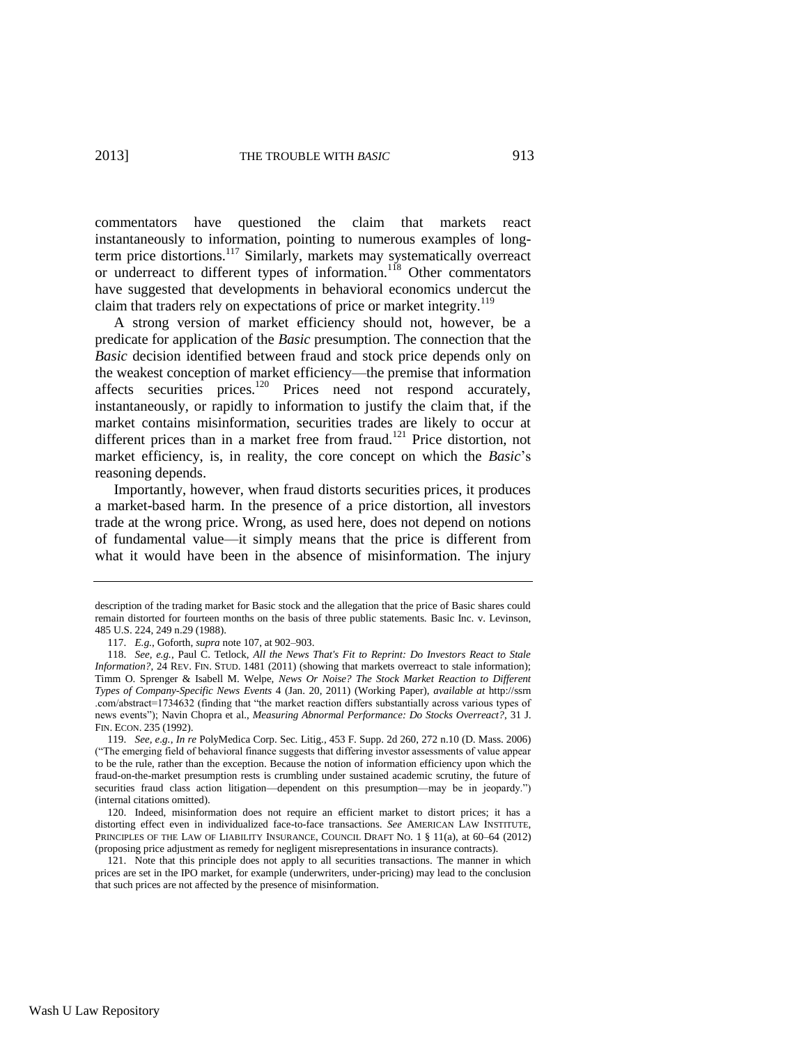commentators have questioned the claim that markets react instantaneously to information, pointing to numerous examples of long-term price distortions.[117] Similarly, markets may systematically overreact or underreact to different types of information.[118] Other commentators have suggested that developments in behavioral economics undercut the claim that traders rely on expectations of price or market integrity.[119]

A strong version of market efficiency should not, however, be a predicate for application of the *Basic* presumption. The connection that the *Basic* decision identified between fraud and stock price depends only on the weakest conception of market efficiency—the premise that information affects securities prices.[120] Prices need not respond accurately, instantaneously, or rapidly to information to justify the claim that, if the market contains misinformation, securities trades are likely to occur at different prices than in a market free from fraud.[121] Price distortion, not market efficiency, is, in reality, the core concept on which the *Basic*'s reasoning depends.

Importantly, however, when fraud distorts securities prices, it produces a market-based harm. In the presence of a price distortion, all investors trade at the wrong price. Wrong, as used here, does not depend on notions of fundamental value—it simply means that the price is different from what it would have been in the absence of misinformation. The injury

---

description of the trading market for Basic stock and the allegation that the price of Basic shares could remain distorted for fourteen months on the basis of three public statements. Basic Inc. v. Levinson, 485 U.S. 224, 249 n.29 (1988).

117. *E.g.*, Goforth, *supra* note 107, at 902–903.

118. *See, e.g.*, Paul C. Tetlock, *All the News That's Fit to Reprint: Do Investors React to Stale Information?*, 24 REV. FIN. STUD. 1481 (2011) (showing that markets overreact to stale information); Timm O. Sprenger & Isabell M. Welpe, *News Or Noise? The Stock Market Reaction to Different Types of Company-Specific News Events* 4 (Jan. 20, 2011) (Working Paper), *available at* http://ssrn.com/abstract=1734632 (finding that "the market reaction differs substantially across various types of news events"); Navin Chopra et al., *Measuring Abnormal Performance: Do Stocks Overreact?*, 31 J. FIN. ECON. 235 (1992).

119. *See, e.g.*, *In re* PolyMedica Corp. Sec. Litig., 453 F. Supp. 2d 260, 272 n.10 (D. Mass. 2006) ("The emerging field of behavioral finance suggests that differing investor assessments of value appear to be the rule, rather than the exception. Because the notion of information efficiency upon which the fraud-on-the-market presumption rests is crumbling under sustained academic scrutiny, the future of securities fraud class action litigation—dependent on this presumption—may be in jeopardy.") (internal citations omitted).

120. Indeed, misinformation does not require an efficient market to distort prices; it has a distorting effect even in individualized face-to-face transactions. *See* AMERICAN LAW INSTITUTE, PRINCIPLES OF THE LAW OF LIABILITY INSURANCE, COUNCIL DRAFT NO. 1 § 11(a), at 60–64 (2012) (proposing price adjustment as remedy for negligent misrepresentations in insurance contracts).

121. Note that this principle does not apply to all securities transactions. The manner in which prices are set in the IPO market, for example (underwriters, under-pricing) may lead to the conclusion that such prices are not affected by the presence of misinformation.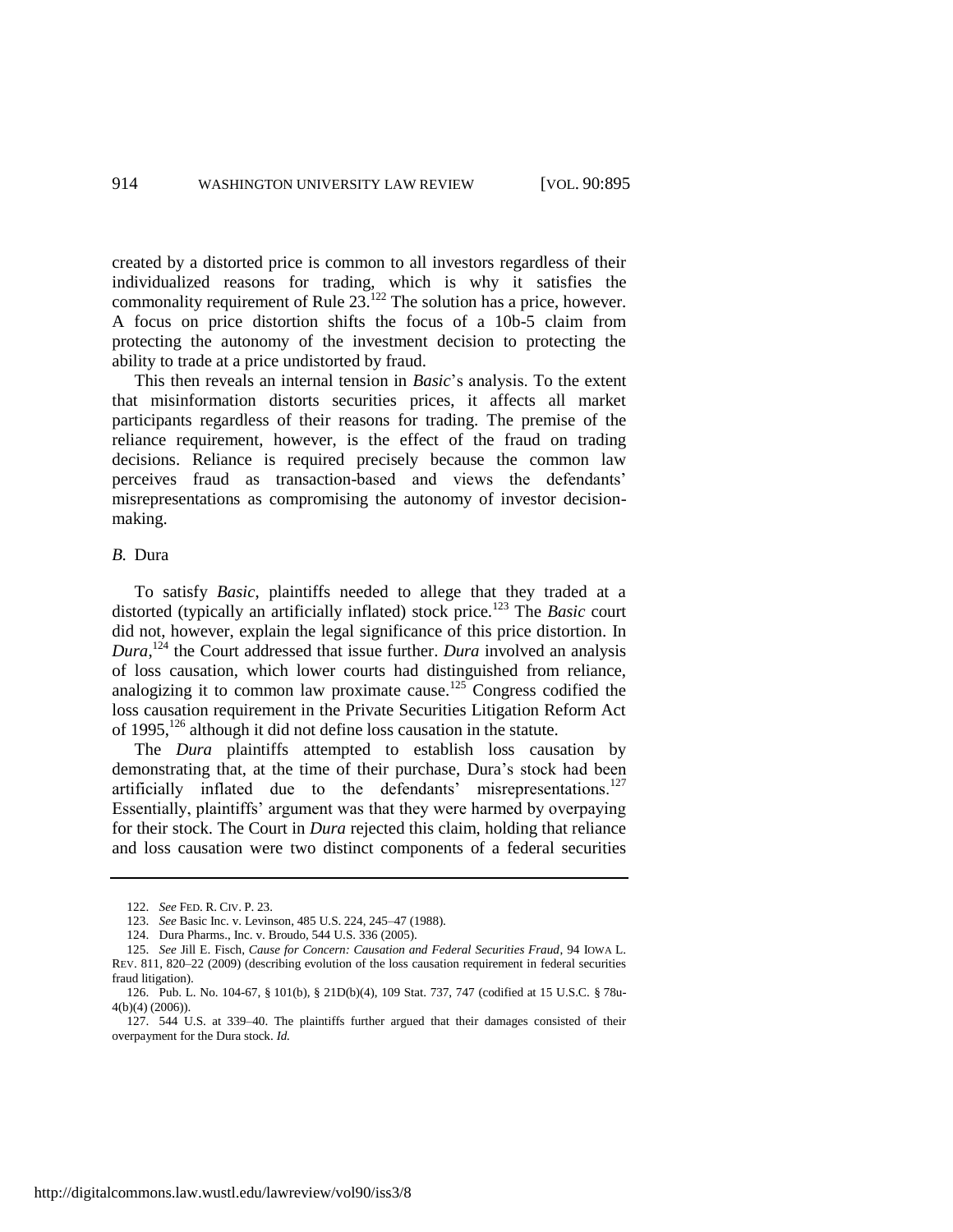created by a distorted price is common to all investors regardless of their individualized reasons for trading, which is why it satisfies the commonality requirement of Rule 23.[122] The solution has a price, however. A focus on price distortion shifts the focus of a 10b-5 claim from protecting the autonomy of the investment decision to protecting the ability to trade at a price undistorted by fraud.

This then reveals an internal tension in *Basic*'s analysis. To the extent that misinformation distorts securities prices, it affects all market participants regardless of their reasons for trading. The premise of the reliance requirement, however, is the effect of the fraud on trading decisions. Reliance is required precisely because the common law perceives fraud as transaction-based and views the defendants' misrepresentations as compromising the autonomy of investor decision-making.

### *B.* Dura

To satisfy *Basic*, plaintiffs needed to allege that they traded at a distorted (typically an artificially inflated) stock price.[123] The *Basic* court did not, however, explain the legal significance of this price distortion. In *Dura*,[124] the Court addressed that issue further. *Dura* involved an analysis of loss causation, which lower courts had distinguished from reliance, analogizing it to common law proximate cause.[125] Congress codified the loss causation requirement in the Private Securities Litigation Reform Act of 1995,[126] although it did not define loss causation in the statute.

The *Dura* plaintiffs attempted to establish loss causation by demonstrating that, at the time of their purchase, Dura's stock had been artificially inflated due to the defendants' misrepresentations.[127] Essentially, plaintiffs' argument was that they were harmed by overpaying for their stock. The Court in *Dura* rejected this claim, holding that reliance and loss causation were two distinct components of a federal securities

---

122. *See* FED. R. CIV. P. 23.

123. *See* Basic Inc. v. Levinson, 485 U.S. 224, 245–47 (1988).

124. Dura Pharms., Inc. v. Broudo, 544 U.S. 336 (2005).

125. *See* Jill E. Fisch, *Cause for Concern: Causation and Federal Securities Fraud*, 94 IOWA L. REV. 811, 820–22 (2009) (describing evolution of the loss causation requirement in federal securities fraud litigation).

126. Pub. L. No. 104-67, § 101(b), § 21D(b)(4), 109 Stat. 737, 747 (codified at 15 U.S.C. § 78u-4(b)(4) (2006)).

127. 544 U.S. at 339–40. The plaintiffs further argued that their damages consisted of their overpayment for the Dura stock. *Id.*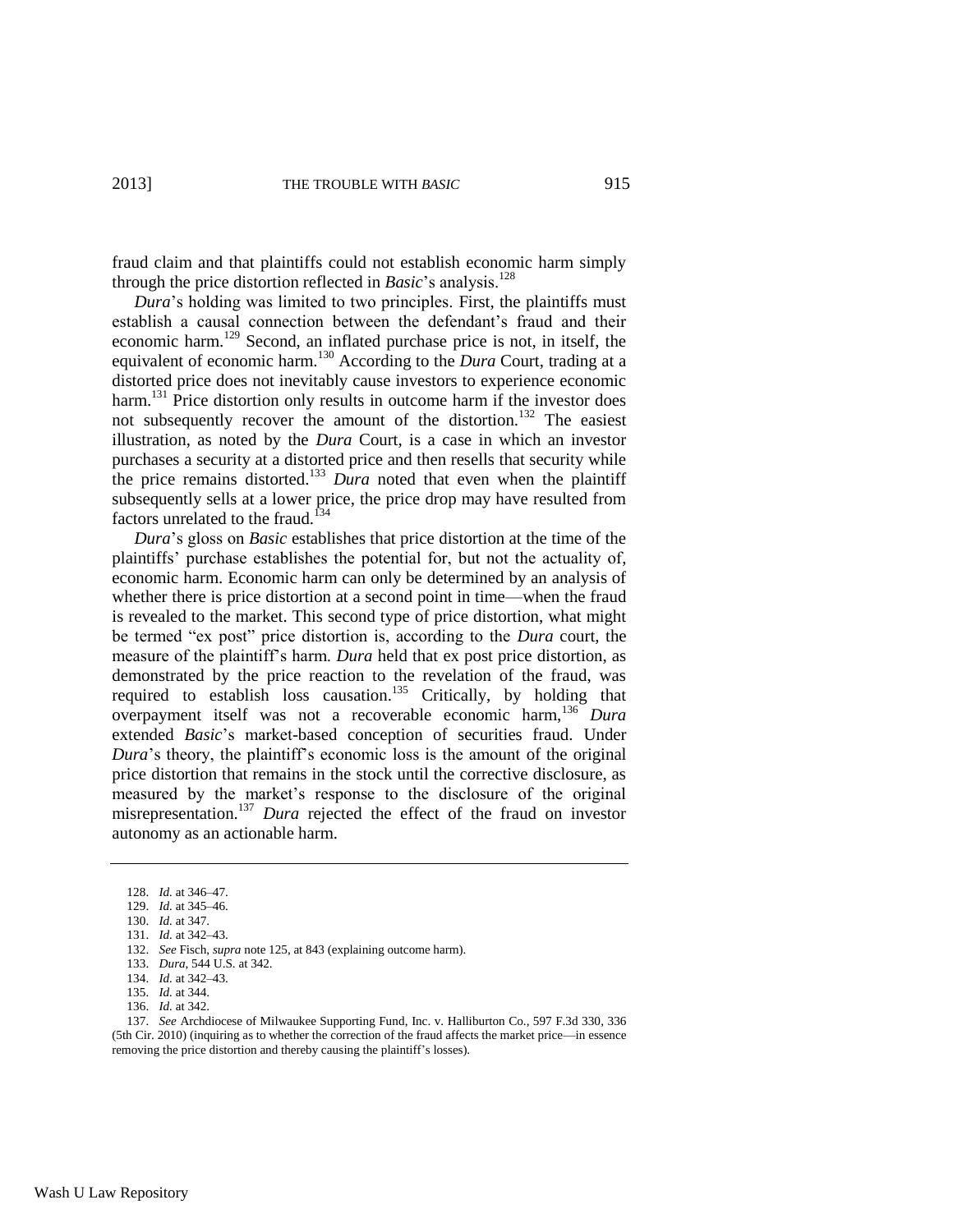fraud claim and that plaintiffs could not establish economic harm simply through the price distortion reflected in *Basic*'s analysis.[128]

*Dura*'s holding was limited to two principles. First, the plaintiffs must establish a causal connection between the defendant's fraud and their economic harm.[129] Second, an inflated purchase price is not, in itself, the equivalent of economic harm.[130] According to the *Dura* Court, trading at a distorted price does not inevitably cause investors to experience economic harm.[131] Price distortion only results in outcome harm if the investor does not subsequently recover the amount of the distortion.[132] The easiest illustration, as noted by the *Dura* Court, is a case in which an investor purchases a security at a distorted price and then resells that security while the price remains distorted.[133] *Dura* noted that even when the plaintiff subsequently sells at a lower price, the price drop may have resulted from factors unrelated to the fraud.[134]

*Dura*'s gloss on *Basic* establishes that price distortion at the time of the plaintiffs' purchase establishes the potential for, but not the actuality of, economic harm. Economic harm can only be determined by an analysis of whether there is price distortion at a second point in time—when the fraud is revealed to the market. This second type of price distortion, what might be termed "ex post" price distortion is, according to the *Dura* court, the measure of the plaintiff's harm. *Dura* held that ex post price distortion, as demonstrated by the price reaction to the revelation of the fraud, was required to establish loss causation.[135] Critically, by holding that overpayment itself was not a recoverable economic harm,[136] *Dura* extended *Basic*'s market-based conception of securities fraud. Under *Dura*'s theory, the plaintiff's economic loss is the amount of the original price distortion that remains in the stock until the corrective disclosure, as measured by the market's response to the disclosure of the original misrepresentation.[137] *Dura* rejected the effect of the fraud on investor autonomy as an actionable harm.

---

128. *Id.* at 346–47.

129. *Id.* at 345–46.

130. *Id.* at 347.

131. *Id.* at 342–43.

132. *See* Fisch, *supra* note 125, at 843 (explaining outcome harm).

133. *Dura*, 544 U.S. at 342.

134. *Id.* at 342–43.

135. *Id.* at 344.

136. *Id.* at 342.

137. *See* Archdiocese of Milwaukee Supporting Fund, Inc. v. Halliburton Co., 597 F.3d 330, 336 (5th Cir. 2010) (inquiring as to whether the correction of the fraud affects the market price—in essence removing the price distortion and thereby causing the plaintiff's losses).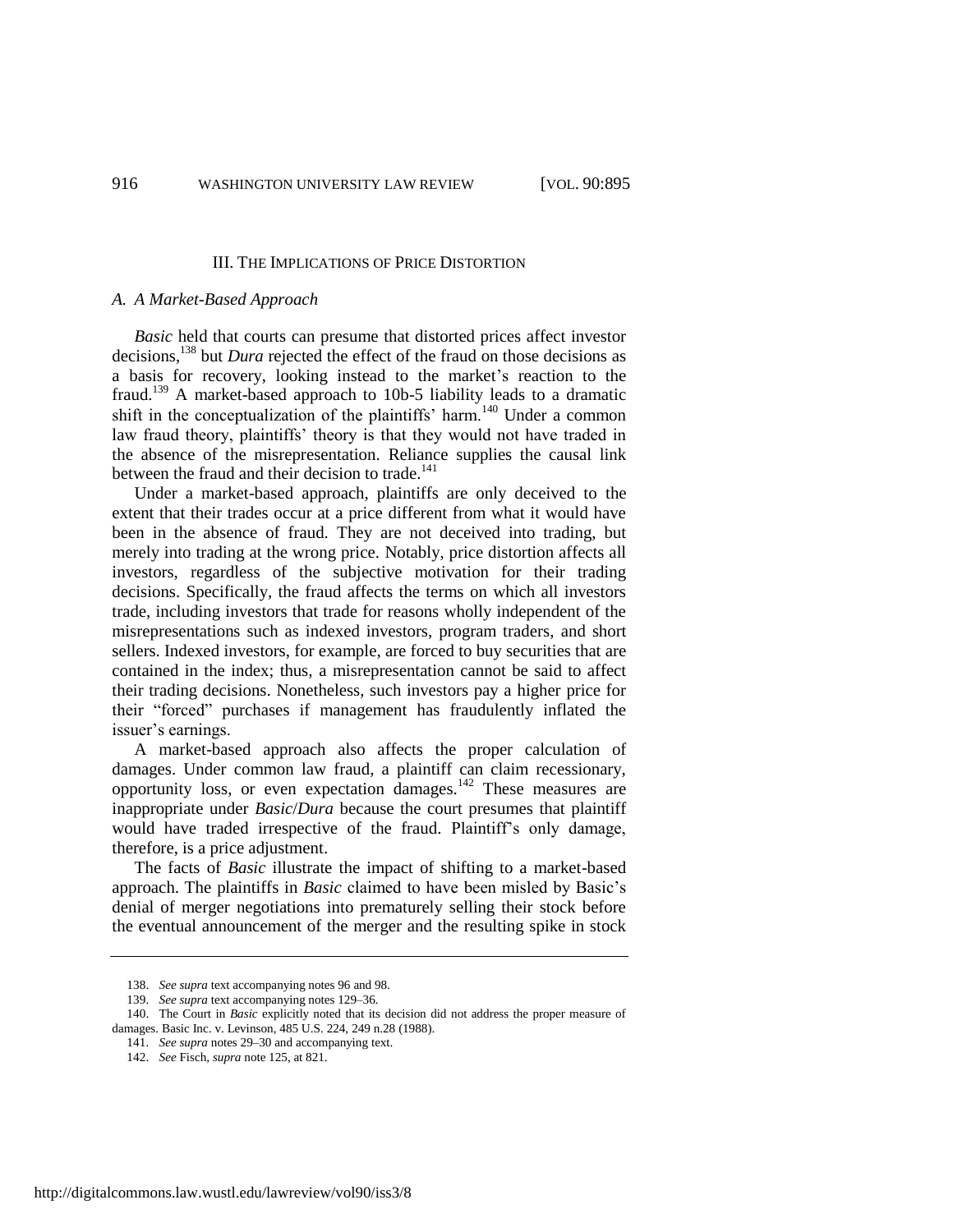## III. THE IMPLICATIONS OF PRICE DISTORTION

### *A. A Market-Based Approach*

*Basic* held that courts can presume that distorted prices affect investor decisions,[138] but *Dura* rejected the effect of the fraud on those decisions as a basis for recovery, looking instead to the market's reaction to the fraud.[139] A market-based approach to 10b-5 liability leads to a dramatic shift in the conceptualization of the plaintiffs' harm.[140] Under a common law fraud theory, plaintiffs' theory is that they would not have traded in the absence of the misrepresentation. Reliance supplies the causal link between the fraud and their decision to trade.[141]

Under a market-based approach, plaintiffs are only deceived to the extent that their trades occur at a price different from what it would have been in the absence of fraud. They are not deceived into trading, but merely into trading at the wrong price. Notably, price distortion affects all investors, regardless of the subjective motivation for their trading decisions. Specifically, the fraud affects the terms on which all investors trade, including investors that trade for reasons wholly independent of the misrepresentations such as indexed investors, program traders, and short sellers. Indexed investors, for example, are forced to buy securities that are contained in the index; thus, a misrepresentation cannot be said to affect their trading decisions. Nonetheless, such investors pay a higher price for their "forced" purchases if management has fraudulently inflated the issuer's earnings.

A market-based approach also affects the proper calculation of damages. Under common law fraud, a plaintiff can claim recessionary, opportunity loss, or even expectation damages.[142] These measures are inappropriate under *Basic*/*Dura* because the court presumes that plaintiff would have traded irrespective of the fraud. Plaintiff's only damage, therefore, is a price adjustment.

The facts of *Basic* illustrate the impact of shifting to a market-based approach. The plaintiffs in *Basic* claimed to have been misled by Basic's denial of merger negotiations into prematurely selling their stock before the eventual announcement of the merger and the resulting spike in stock

---

138. *See supra* text accompanying notes 96 and 98.

139. *See supra* text accompanying notes 129–36.

140. The Court in *Basic* explicitly noted that its decision did not address the proper measure of damages. Basic Inc. v. Levinson, 485 U.S. 224, 249 n.28 (1988).

141. *See supra* notes 29–30 and accompanying text.

142. *See* Fisch, *supra* note 125, at 821.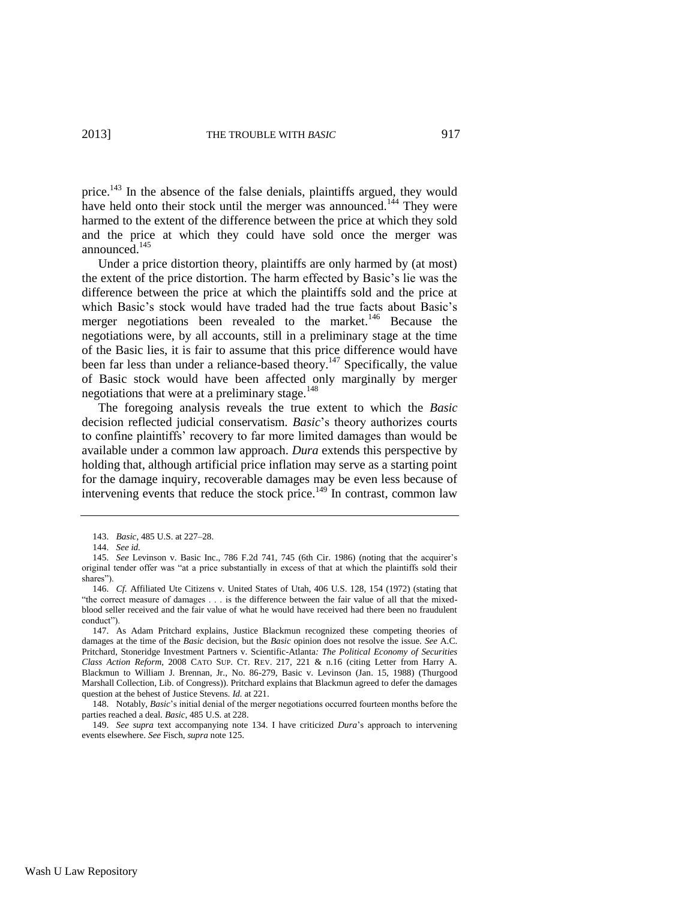price.[143] In the absence of the false denials, plaintiffs argued, they would have held onto their stock until the merger was announced.[144] They were harmed to the extent of the difference between the price at which they sold and the price at which they could have sold once the merger was announced.[145]

Under a price distortion theory, plaintiffs are only harmed by (at most) the extent of the price distortion. The harm effected by Basic's lie was the difference between the price at which the plaintiffs sold and the price at which Basic's stock would have traded had the true facts about Basic's merger negotiations been revealed to the market.[146] Because the negotiations were, by all accounts, still in a preliminary stage at the time of the Basic lies, it is fair to assume that this price difference would have been far less than under a reliance-based theory.[147] Specifically, the value of Basic stock would have been affected only marginally by merger negotiations that were at a preliminary stage.[148]

The foregoing analysis reveals the true extent to which the *Basic* decision reflected judicial conservatism. *Basic*'s theory authorizes courts to confine plaintiffs' recovery to far more limited damages than would be available under a common law approach. *Dura* extends this perspective by holding that, although artificial price inflation may serve as a starting point for the damage inquiry, recoverable damages may be even less because of intervening events that reduce the stock price.[149] In contrast, common law

---

143. *Basic*, 485 U.S. at 227–28.

144. *See id.*

145. *See* Levinson v. Basic Inc., 786 F.2d 741, 745 (6th Cir. 1986) (noting that the acquirer's original tender offer was "at a price substantially in excess of that at which the plaintiffs sold their shares").

146. *Cf.* Affiliated Ute Citizens v. United States of Utah, 406 U.S. 128, 154 (1972) (stating that "the correct measure of damages . . . is the difference between the fair value of all that the mixed-blood seller received and the fair value of what he would have received had there been no fraudulent conduct").

147. As Adam Pritchard explains, Justice Blackmun recognized these competing theories of damages at the time of the *Basic* decision, but the *Basic* opinion does not resolve the issue. *See* A.C. Pritchard, Stoneridge Investment Partners v. Scientific-Atlanta*: The Political Economy of Securities Class Action Reform*, 2008 CATO SUP. CT. REV. 217, 221 & n.16 (citing Letter from Harry A. Blackmun to William J. Brennan, Jr., No. 86-279, Basic v. Levinson (Jan. 15, 1988) (Thurgood Marshall Collection, Lib. of Congress)). Pritchard explains that Blackmun agreed to defer the damages question at the behest of Justice Stevens. *Id.* at 221.

148. Notably, *Basic*'s initial denial of the merger negotiations occurred fourteen months before the parties reached a deal. *Basic*, 485 U.S. at 228.

149. *See supra* text accompanying note 134. I have criticized *Dura*'s approach to intervening events elsewhere. *See* Fisch, *supra* note 125.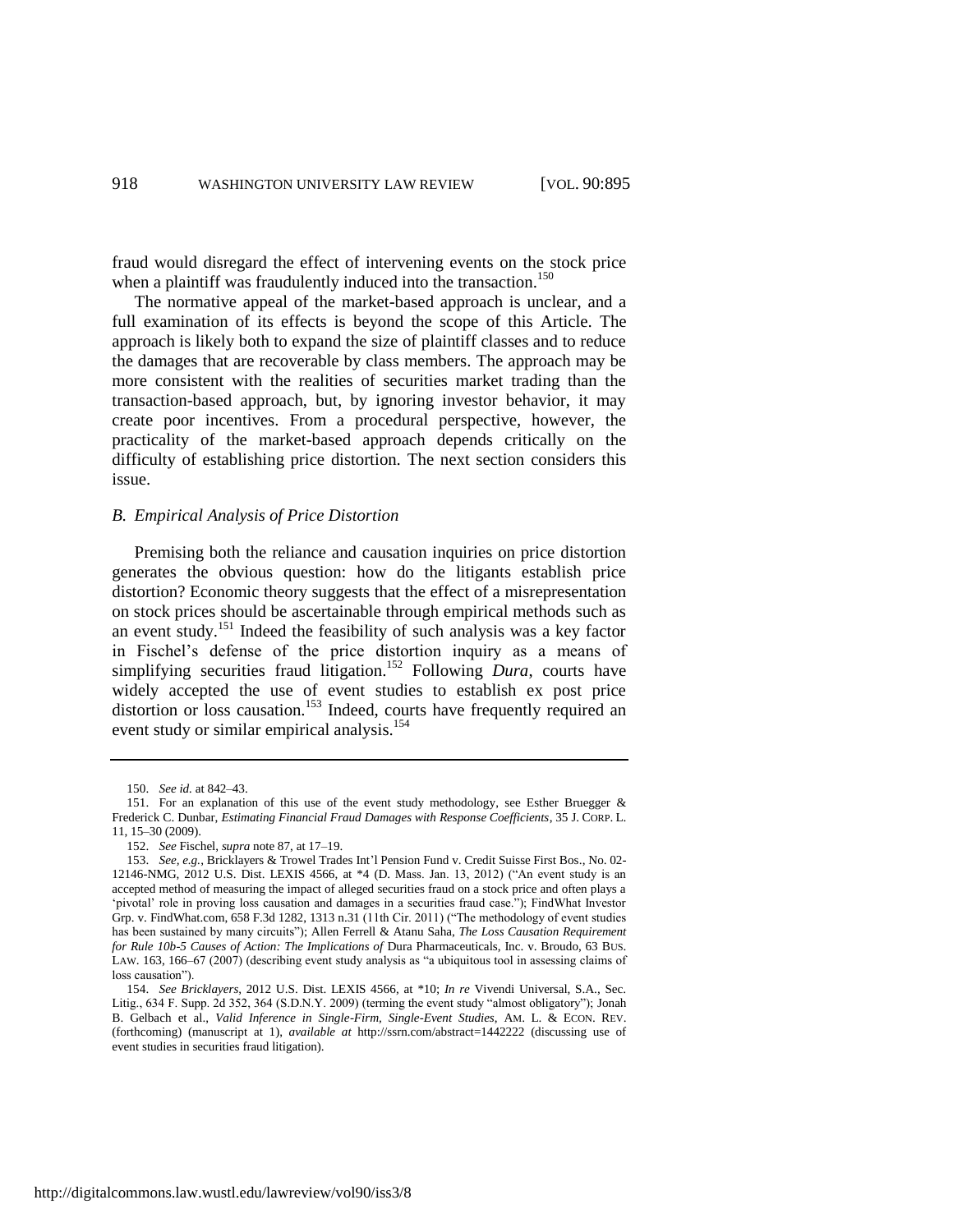fraud would disregard the effect of intervening events on the stock price when a plaintiff was fraudulently induced into the transaction.[150]

The normative appeal of the market-based approach is unclear, and a full examination of its effects is beyond the scope of this Article. The approach is likely both to expand the size of plaintiff classes and to reduce the damages that are recoverable by class members. The approach may be more consistent with the realities of securities market trading than the transaction-based approach, but, by ignoring investor behavior, it may create poor incentives. From a procedural perspective, however, the practicality of the market-based approach depends critically on the difficulty of establishing price distortion. The next section considers this issue.

### *B. Empirical Analysis of Price Distortion*

Premising both the reliance and causation inquiries on price distortion generates the obvious question: how do the litigants establish price distortion? Economic theory suggests that the effect of a misrepresentation on stock prices should be ascertainable through empirical methods such as an event study.[151] Indeed the feasibility of such analysis was a key factor in Fischel's defense of the price distortion inquiry as a means of simplifying securities fraud litigation.[152] Following *Dura*, courts have widely accepted the use of event studies to establish ex post price distortion or loss causation.[153] Indeed, courts have frequently required an event study or similar empirical analysis.[154]

---

150. *See id.* at 842–43.

151. For an explanation of this use of the event study methodology, see Esther Bruegger & Frederick C. Dunbar, *Estimating Financial Fraud Damages with Response Coefficients*, 35 J. CORP. L. 11, 15–30 (2009).

152. *See* Fischel, *supra* note 87, at 17–19.

153. *See, e.g.*, Bricklayers & Trowel Trades Int'l Pension Fund v. Credit Suisse First Bos., No. 02-12146-NMG, 2012 U.S. Dist. LEXIS 4566, at *4 (D. Mass. Jan. 13, 2012) ("An event study is an accepted method of measuring the impact of alleged securities fraud on a stock price and often plays a 'pivotal' role in proving loss causation and damages in a securities fraud case."); FindWhat Investor Grp. v. FindWhat.com, 658 F.3d 1282, 1313 n.31 (11th Cir. 2011) ("The methodology of event studies has been sustained by many circuits"); Allen Ferrell & Atanu Saha, *The Loss Causation Requirement for Rule 10b-5 Causes of Action: The Implications of* Dura Pharmaceuticals, Inc. v. Broudo, 63 BUS. LAW. 163, 166–67 (2007) (describing event study analysis as "a ubiquitous tool in assessing claims of loss causation").

154. *See Bricklayers*, 2012 U.S. Dist. LEXIS 4566, at *10; *In re* Vivendi Universal, S.A., Sec. Litig., 634 F. Supp. 2d 352, 364 (S.D.N.Y. 2009) (terming the event study "almost obligatory"); Jonah B. Gelbach et al., *Valid Inference in Single-Firm, Single-Event Studies*, AM. L. & ECON. REV. (forthcoming) (manuscript at 1), *available at* http://ssrn.com/abstract=1442222 (discussing use of event studies in securities fraud litigation).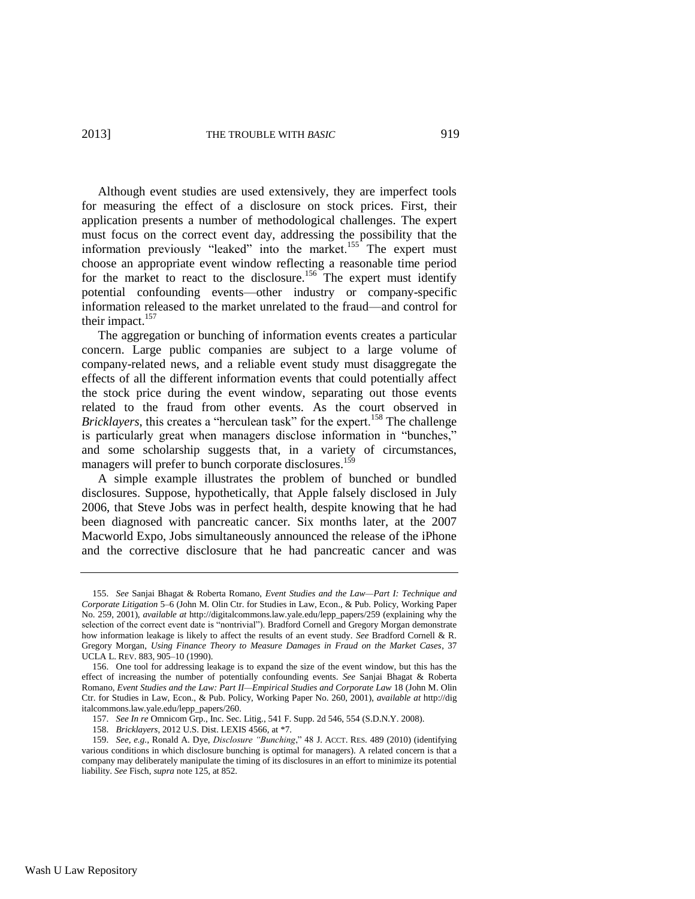Although event studies are used extensively, they are imperfect tools for measuring the effect of a disclosure on stock prices. First, their application presents a number of methodological challenges. The expert must focus on the correct event day, addressing the possibility that the information previously "leaked" into the market.[155] The expert must choose an appropriate event window reflecting a reasonable time period for the market to react to the disclosure.[156] The expert must identify potential confounding events—other industry or company-specific information released to the market unrelated to the fraud—and control for their impact.[157]

The aggregation or bunching of information events creates a particular concern. Large public companies are subject to a large volume of company-related news, and a reliable event study must disaggregate the effects of all the different information events that could potentially affect the stock price during the event window, separating out those events related to the fraud from other events. As the court observed in *Bricklayers*, this creates a "herculean task" for the expert.[158] The challenge is particularly great when managers disclose information in "bunches," and some scholarship suggests that, in a variety of circumstances, managers will prefer to bunch corporate disclosures.[159]

A simple example illustrates the problem of bunched or bundled disclosures. Suppose, hypothetically, that Apple falsely disclosed in July 2006, that Steve Jobs was in perfect health, despite knowing that he had been diagnosed with pancreatic cancer. Six months later, at the 2007 Macworld Expo, Jobs simultaneously announced the release of the iPhone and the corrective disclosure that he had pancreatic cancer and was

---

155. *See* Sanjai Bhagat & Roberta Romano, *Event Studies and the Law—Part I: Technique and Corporate Litigation* 5–6 (John M. Olin Ctr. for Studies in Law, Econ., & Pub. Policy, Working Paper No. 259, 2001), *available at* http://digitalcommons.law.yale.edu/lepp_papers/259 (explaining why the selection of the correct event date is "nontrivial"). Bradford Cornell and Gregory Morgan demonstrate how information leakage is likely to affect the results of an event study. *See* Bradford Cornell & R. Gregory Morgan, *Using Finance Theory to Measure Damages in Fraud on the Market Cases*, 37 UCLA L. REV. 883, 905–10 (1990).

156. One tool for addressing leakage is to expand the size of the event window, but this has the effect of increasing the number of potentially confounding events. *See* Sanjai Bhagat & Roberta Romano, *Event Studies and the Law: Part II—Empirical Studies and Corporate Law* 18 (John M. Olin Ctr. for Studies in Law, Econ., & Pub. Policy, Working Paper No. 260, 2001), *available at* http://digitalcommons.law.yale.edu/lepp_papers/260.

157. *See In re* Omnicom Grp., Inc. Sec. Litig., 541 F. Supp. 2d 546, 554 (S.D.N.Y. 2008).

158. *Bricklayers*, 2012 U.S. Dist. LEXIS 4566, at *7.

159. *See, e.g.*, Ronald A. Dye, *Disclosure "Bunching*," 48 J. ACCT. RES. 489 (2010) (identifying various conditions in which disclosure bunching is optimal for managers). A related concern is that a company may deliberately manipulate the timing of its disclosures in an effort to minimize its potential liability. *See* Fisch, *supra* note 125, at 852.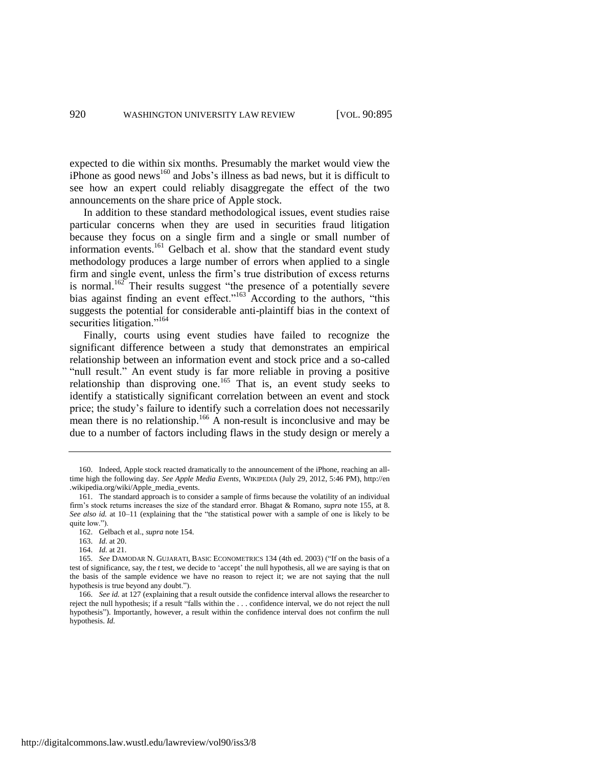expected to die within six months. Presumably the market would view the iPhone as good news[160] and Jobs's illness as bad news, but it is difficult to see how an expert could reliably disaggregate the effect of the two announcements on the share price of Apple stock.

In addition to these standard methodological issues, event studies raise particular concerns when they are used in securities fraud litigation because they focus on a single firm and a single or small number of information events.[161] Gelbach et al. show that the standard event study methodology produces a large number of errors when applied to a single firm and single event, unless the firm's true distribution of excess returns is normal.[162] Their results suggest "the presence of a potentially severe bias against finding an event effect."[163] According to the authors, "this suggests the potential for considerable anti-plaintiff bias in the context of securities litigation."[164]

Finally, courts using event studies have failed to recognize the significant difference between a study that demonstrates an empirical relationship between an information event and stock price and a so-called "null result." An event study is far more reliable in proving a positive relationship than disproving one.[165] That is, an event study seeks to identify a statistically significant correlation between an event and stock price; the study's failure to identify such a correlation does not necessarily mean there is no relationship.[166] A non-result is inconclusive and may be due to a number of factors including flaws in the study design or merely a

---

160. Indeed, Apple stock reacted dramatically to the announcement of the iPhone, reaching an all-time high the following day. *See Apple Media Events*, WIKIPEDIA (July 29, 2012, 5:46 PM), http://en.wikipedia.org/wiki/Apple_media_events.

161. The standard approach is to consider a sample of firms because the volatility of an individual firm's stock returns increases the size of the standard error. Bhagat & Romano, *supra* note 155, at 8. *See also id.* at 10–11 (explaining that the "the statistical power with a sample of one is likely to be quite low.").

162. Gelbach et al., *supra* note 154.

163. *Id.* at 20.

164. *Id.* at 21.

165. *See* DAMODAR N. GUJARATI, BASIC ECONOMETRICS 134 (4th ed. 2003) ("If on the basis of a test of significance, say, the *t* test, we decide to 'accept' the null hypothesis, all we are saying is that on the basis of the sample evidence we have no reason to reject it; we are not saying that the null hypothesis is true beyond any doubt.").

166. *See id.* at 127 (explaining that a result outside the confidence interval allows the researcher to reject the null hypothesis; if a result "falls within the . . . confidence interval, we do not reject the null hypothesis"). Importantly, however, a result within the confidence interval does not confirm the null hypothesis. *Id.*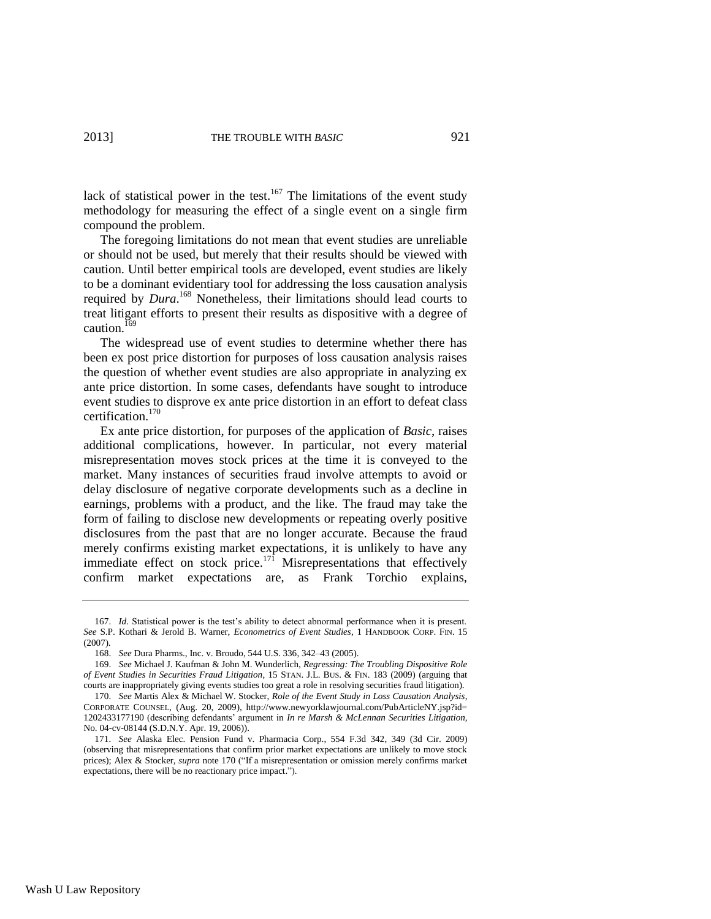lack of statistical power in the test.[167] The limitations of the event study methodology for measuring the effect of a single event on a single firm compound the problem.

The foregoing limitations do not mean that event studies are unreliable or should not be used, but merely that their results should be viewed with caution. Until better empirical tools are developed, event studies are likely to be a dominant evidentiary tool for addressing the loss causation analysis required by *Dura*.[168] Nonetheless, their limitations should lead courts to treat litigant efforts to present their results as dispositive with a degree of caution.[169]

The widespread use of event studies to determine whether there has been ex post price distortion for purposes of loss causation analysis raises the question of whether event studies are also appropriate in analyzing ex ante price distortion. In some cases, defendants have sought to introduce event studies to disprove ex ante price distortion in an effort to defeat class certification.[170]

Ex ante price distortion, for purposes of the application of *Basic*, raises additional complications, however. In particular, not every material misrepresentation moves stock prices at the time it is conveyed to the market. Many instances of securities fraud involve attempts to avoid or delay disclosure of negative corporate developments such as a decline in earnings, problems with a product, and the like. The fraud may take the form of failing to disclose new developments or repeating overly positive disclosures from the past that are no longer accurate. Because the fraud merely confirms existing market expectations, it is unlikely to have any immediate effect on stock price.[171] Misrepresentations that effectively confirm market expectations are, as Frank Torchio explains,

---

167. *Id.* Statistical power is the test's ability to detect abnormal performance when it is present. *See* S.P. Kothari & Jerold B. Warner, *Econometrics of Event Studies*, 1 HANDBOOK CORP. FIN. 15 (2007).

168. *See* Dura Pharms., Inc. v. Broudo, 544 U.S. 336, 342–43 (2005).

169. *See* Michael J. Kaufman & John M. Wunderlich, *Regressing: The Troubling Dispositive Role of Event Studies in Securities Fraud Litigation*, 15 STAN. J.L. BUS. & FIN. 183 (2009) (arguing that courts are inappropriately giving events studies too great a role in resolving securities fraud litigation).

170. *See* Martis Alex & Michael W. Stocker, *Role of the Event Study in Loss Causation Analysis*, CORPORATE COUNSEL, (Aug. 20, 2009), http://www.newyorklawjournal.com/PubArticleNY.jsp?id=1202433177190 (describing defendants' argument in *In re Marsh & McLennan Securities Litigation*, No. 04-cv-08144 (S.D.N.Y. Apr. 19, 2006)).

171. *See* Alaska Elec. Pension Fund v. Pharmacia Corp., 554 F.3d 342, 349 (3d Cir. 2009) (observing that misrepresentations that confirm prior market expectations are unlikely to move stock prices); Alex & Stocker, *supra* note 170 ("If a misrepresentation or omission merely confirms market expectations, there will be no reactionary price impact.").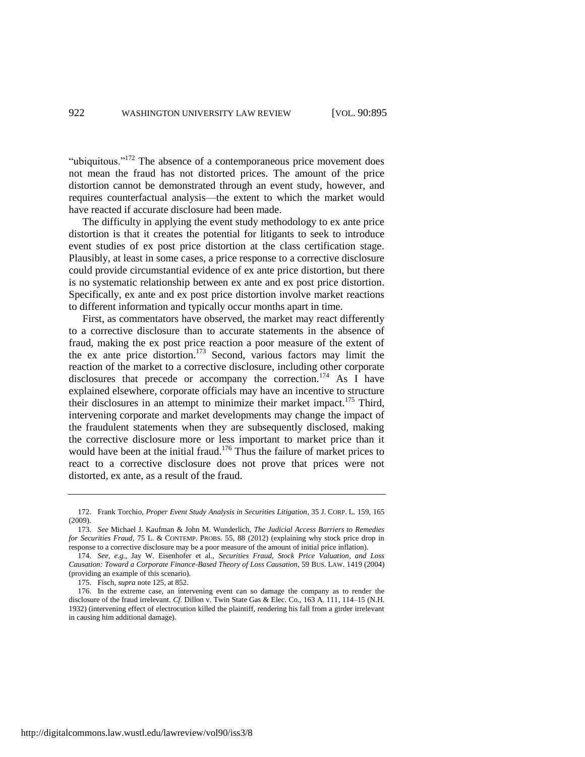"ubiquitous."[172] The absence of a contemporaneous price movement does not mean the fraud has not distorted prices. The amount of the price distortion cannot be demonstrated through an event study, however, and requires counterfactual analysis—the extent to which the market would have reacted if accurate disclosure had been made.

The difficulty in applying the event study methodology to ex ante price distortion is that it creates the potential for litigants to seek to introduce event studies of ex post price distortion at the class certification stage. Plausibly, at least in some cases, a price response to a corrective disclosure could provide circumstantial evidence of ex ante price distortion, but there is no systematic relationship between ex ante and ex post price distortion. Specifically, ex ante and ex post price distortion involve market reactions to different information and typically occur months apart in time.

First, as commentators have observed, the market may react differently to a corrective disclosure than to accurate statements in the absence of fraud, making the ex post price reaction a poor measure of the extent of the ex ante price distortion.[173] Second, various factors may limit the reaction of the market to a corrective disclosure, including other corporate disclosures that precede or accompany the correction.[174] As I have explained elsewhere, corporate officials may have an incentive to structure their disclosures in an attempt to minimize their market impact.[175] Third, intervening corporate and market developments may change the impact of the fraudulent statements when they are subsequently disclosed, making the corrective disclosure more or less important to market price than it would have been at the initial fraud.[176] Thus the failure of market prices to react to a corrective disclosure does not prove that prices were not distorted, ex ante, as a result of the fraud.

---

172. Frank Torchio, *Proper Event Study Analysis in Securities Litigation*, 35 J. CORP. L. 159, 165 (2009).

173. *See* Michael J. Kaufman & John M. Wunderlich, *The Judicial Access Barriers to Remedies for Securities Fraud*, 75 L. & CONTEMP. PROBS. 55, 88 (2012) (explaining why stock price drop in response to a corrective disclosure may be a poor measure of the amount of initial price inflation).

174. *See, e.g.*, Jay W. Eisenhofer et al., *Securities Fraud, Stock Price Valuation, and Loss Causation: Toward a Corporate Finance-Based Theory of Loss Causation*, 59 BUS. LAW. 1419 (2004) (providing an example of this scenario).

175. Fisch, *supra* note 125, at 852.

176. In the extreme case, an intervening event can so damage the company as to render the disclosure of the fraud irrelevant. *Cf.* Dillon v. Twin State Gas & Elec. Co., 163 A. 111, 114–15 (N.H. 1932) (intervening effect of electrocution killed the plaintiff, rendering his fall from a girder irrelevant in causing him additional damage).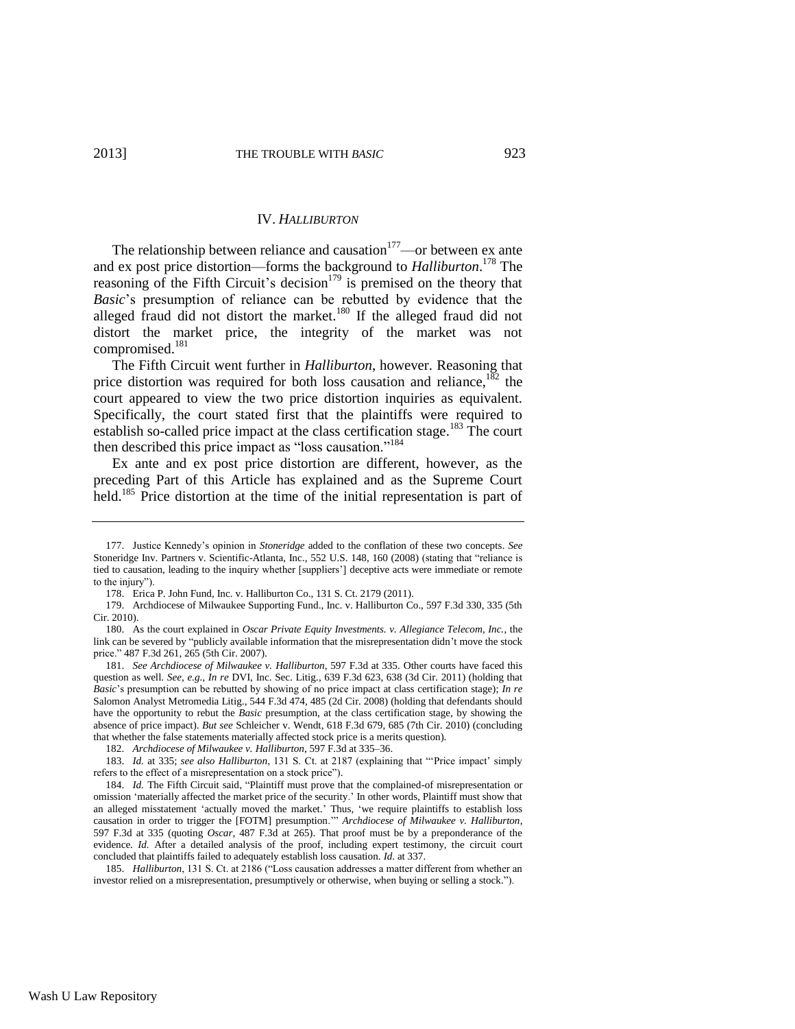## IV. *HALLIBURTON*

The relationship between reliance and causation[177]—or between ex ante and ex post price distortion—forms the background to *Halliburton*.[178] The reasoning of the Fifth Circuit's decision[179] is premised on the theory that *Basic*'s presumption of reliance can be rebutted by evidence that the alleged fraud did not distort the market.[180] If the alleged fraud did not distort the market price, the integrity of the market was not compromised.[181]

The Fifth Circuit went further in *Halliburton*, however. Reasoning that price distortion was required for both loss causation and reliance,[182] the court appeared to view the two price distortion inquiries as equivalent. Specifically, the court stated first that the plaintiffs were required to establish so-called price impact at the class certification stage.[183] The court then described this price impact as "loss causation."[184]

Ex ante and ex post price distortion are different, however, as the preceding Part of this Article has explained and as the Supreme Court held.[185] Price distortion at the time of the initial representation is part of

---

177. Justice Kennedy's opinion in *Stoneridge* added to the conflation of these two concepts. *See* Stoneridge Inv. Partners v. Scientific-Atlanta, Inc., 552 U.S. 148, 160 (2008) (stating that "reliance is tied to causation, leading to the inquiry whether [suppliers'] deceptive acts were immediate or remote to the injury").

178. Erica P. John Fund, Inc. v. Halliburton Co., 131 S. Ct. 2179 (2011).

179. Archdiocese of Milwaukee Supporting Fund., Inc. v. Halliburton Co., 597 F.3d 330, 335 (5th Cir. 2010).

180. As the court explained in *Oscar Private Equity Investments. v. Allegiance Telecom, Inc.*, the link can be severed by "publicly available information that the misrepresentation didn't move the stock price." 487 F.3d 261, 265 (5th Cir. 2007).

181. *See Archdiocese of Milwaukee v. Halliburton*, 597 F.3d at 335. Other courts have faced this question as well. *See, e.g.*, *In re* DVI, Inc. Sec. Litig., 639 F.3d 623, 638 (3d Cir. 2011) (holding that *Basic*'s presumption can be rebutted by showing of no price impact at class certification stage); *In re* Salomon Analyst Metromedia Litig., 544 F.3d 474, 485 (2d Cir. 2008) (holding that defendants should have the opportunity to rebut the *Basic* presumption, at the class certification stage, by showing the absence of price impact). *But see* Schleicher v. Wendt, 618 F.3d 679, 685 (7th Cir. 2010) (concluding that whether the false statements materially affected stock price is a merits question).

182. *Archdiocese of Milwaukee v. Halliburton*, 597 F.3d at 335–36.

183. *Id.* at 335; *see also Halliburton*, 131 S. Ct. at 2187 (explaining that "'Price impact' simply refers to the effect of a misrepresentation on a stock price").

184. *Id.* The Fifth Circuit said, "Plaintiff must prove that the complained-of misrepresentation or omission 'materially affected the market price of the security.' In other words, Plaintiff must show that an alleged misstatement 'actually moved the market.' Thus, 'we require plaintiffs to establish loss causation in order to trigger the [FOTM] presumption.'" *Archdiocese of Milwaukee v. Halliburton*, 597 F.3d at 335 (quoting *Oscar*, 487 F.3d at 265). That proof must be by a preponderance of the evidence. *Id.* After a detailed analysis of the proof, including expert testimony, the circuit court concluded that plaintiffs failed to adequately establish loss causation. *Id.* at 337.

185. *Halliburton*, 131 S. Ct. at 2186 ("Loss causation addresses a matter different from whether an investor relied on a misrepresentation, presumptively or otherwise, when buying or selling a stock.").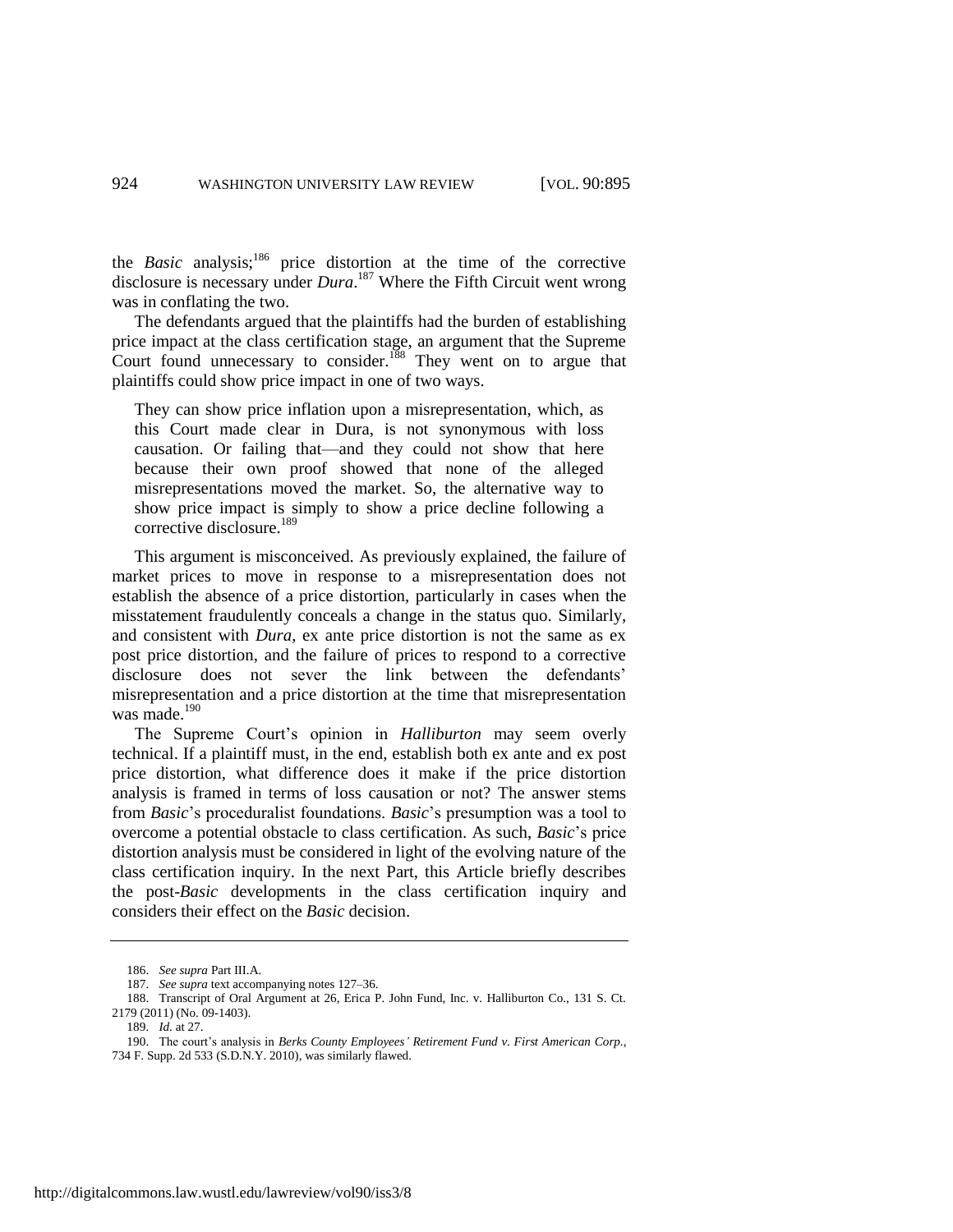the *Basic* analysis;[186] price distortion at the time of the corrective disclosure is necessary under *Dura*.[187] Where the Fifth Circuit went wrong was in conflating the two.

The defendants argued that the plaintiffs had the burden of establishing price impact at the class certification stage, an argument that the Supreme Court found unnecessary to consider.[188] They went on to argue that plaintiffs could show price impact in one of two ways.

> They can show price inflation upon a misrepresentation, which, as this Court made clear in Dura, is not synonymous with loss causation. Or failing that—and they could not show that here because their own proof showed that none of the alleged misrepresentations moved the market. So, the alternative way to show price impact is simply to show a price decline following a corrective disclosure.[189]

This argument is misconceived. As previously explained, the failure of market prices to move in response to a misrepresentation does not establish the absence of a price distortion, particularly in cases when the misstatement fraudulently conceals a change in the status quo. Similarly, and consistent with *Dura*, ex ante price distortion is not the same as ex post price distortion, and the failure of prices to respond to a corrective disclosure does not sever the link between the defendants' misrepresentation and a price distortion at the time that misrepresentation was made.[190]

The Supreme Court's opinion in *Halliburton* may seem overly technical. If a plaintiff must, in the end, establish both ex ante and ex post price distortion, what difference does it make if the price distortion analysis is framed in terms of loss causation or not? The answer stems from *Basic*'s proceduralist foundations. *Basic*'s presumption was a tool to overcome a potential obstacle to class certification. As such, *Basic*'s price distortion analysis must be considered in light of the evolving nature of the class certification inquiry. In the next Part, this Article briefly describes the post-*Basic* developments in the class certification inquiry and considers their effect on the *Basic* decision.

---

186. *See supra* Part III.A.

187. *See supra* text accompanying notes 127–36.

188. Transcript of Oral Argument at 26, Erica P. John Fund, Inc. v. Halliburton Co., 131 S. Ct. 2179 (2011) (No. 09-1403).

189. *Id.* at 27.

190. The court's analysis in *Berks County Employees' Retirement Fund v. First American Corp.*, 734 F. Supp. 2d 533 (S.D.N.Y. 2010), was similarly flawed.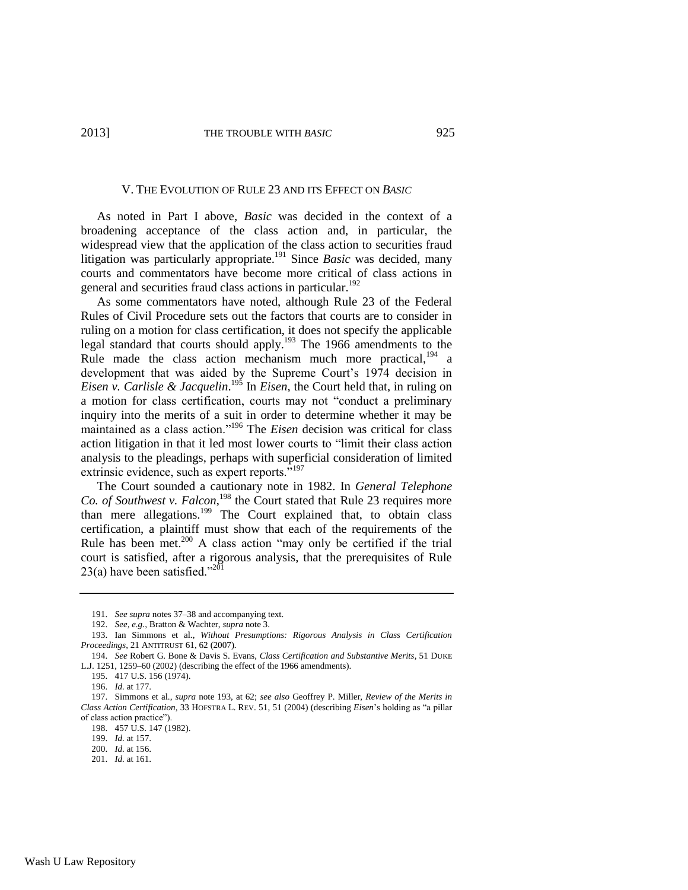## V. THE EVOLUTION OF RULE 23 AND ITS EFFECT ON *BASIC*

As noted in Part I above, *Basic* was decided in the context of a broadening acceptance of the class action and, in particular, the widespread view that the application of the class action to securities fraud litigation was particularly appropriate.[191] Since *Basic* was decided, many courts and commentators have become more critical of class actions in general and securities fraud class actions in particular.[192]

As some commentators have noted, although Rule 23 of the Federal Rules of Civil Procedure sets out the factors that courts are to consider in ruling on a motion for class certification, it does not specify the applicable legal standard that courts should apply.[193] The 1966 amendments to the Rule made the class action mechanism much more practical,[194] a development that was aided by the Supreme Court's 1974 decision in *Eisen v. Carlisle & Jacquelin*.[195] In *Eisen*, the Court held that, in ruling on a motion for class certification, courts may not "conduct a preliminary inquiry into the merits of a suit in order to determine whether it may be maintained as a class action."[196] The *Eisen* decision was critical for class action litigation in that it led most lower courts to "limit their class action analysis to the pleadings, perhaps with superficial consideration of limited extrinsic evidence, such as expert reports."[197]

The Court sounded a cautionary note in 1982. In *General Telephone Co. of Southwest v. Falcon*,[198] the Court stated that Rule 23 requires more than mere allegations.[199] The Court explained that, to obtain class certification, a plaintiff must show that each of the requirements of the Rule has been met.[200] A class action "may only be certified if the trial court is satisfied, after a rigorous analysis, that the prerequisites of Rule 23(a) have been satisfied."[201]

---

191. *See supra* notes 37–38 and accompanying text.

192. *See, e.g.*, Bratton & Wachter, *supra* note 3.

193. Ian Simmons et al., *Without Presumptions: Rigorous Analysis in Class Certification Proceedings*, 21 ANTITRUST 61, 62 (2007).

194. *See* Robert G. Bone & Davis S. Evans, *Class Certification and Substantive Merits*, 51 DUKE L.J. 1251, 1259–60 (2002) (describing the effect of the 1966 amendments).

195. 417 U.S. 156 (1974).

196. *Id.* at 177.

197. Simmons et al., *supra* note 193, at 62; *see also* Geoffrey P. Miller, *Review of the Merits in Class Action Certification*, 33 HOFSTRA L. REV. 51, 51 (2004) (describing *Eisen*'s holding as "a pillar of class action practice").

198. 457 U.S. 147 (1982).

199. *Id.* at 157.

200. *Id.* at 156.

201. *Id.* at 161.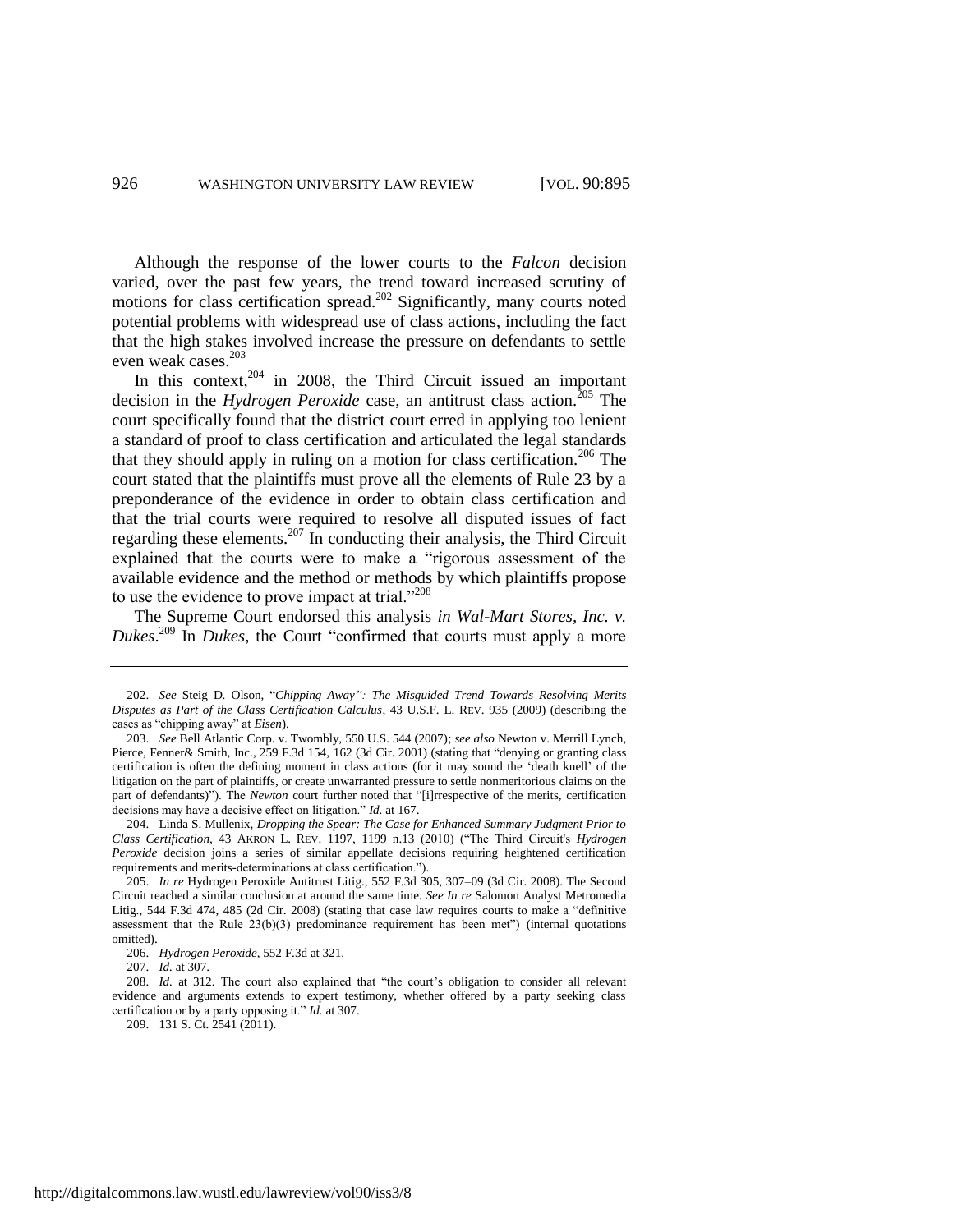Although the response of the lower courts to the *Falcon* decision varied, over the past few years, the trend toward increased scrutiny of motions for class certification spread.[202] Significantly, many courts noted potential problems with widespread use of class actions, including the fact that the high stakes involved increase the pressure on defendants to settle even weak cases.[203]

In this context,[204] in 2008, the Third Circuit issued an important decision in the *Hydrogen Peroxide* case, an antitrust class action.[205] The court specifically found that the district court erred in applying too lenient a standard of proof to class certification and articulated the legal standards that they should apply in ruling on a motion for class certification.[206] The court stated that the plaintiffs must prove all the elements of Rule 23 by a preponderance of the evidence in order to obtain class certification and that the trial courts were required to resolve all disputed issues of fact regarding these elements.[207] In conducting their analysis, the Third Circuit explained that the courts were to make a "rigorous assessment of the available evidence and the method or methods by which plaintiffs propose to use the evidence to prove impact at trial."[208]

The Supreme Court endorsed this analysis *in Wal-Mart Stores, Inc. v. Dukes*.[209] In *Dukes*, the Court "confirmed that courts must apply a more

---

202. *See* Steig D. Olson, "*Chipping Away": The Misguided Trend Towards Resolving Merits Disputes as Part of the Class Certification Calculus*, 43 U.S.F. L. REV. 935 (2009) (describing the cases as "chipping away" at *Eisen*).

203. *See* Bell Atlantic Corp. v. Twombly, 550 U.S. 544 (2007); *see also* Newton v. Merrill Lynch, Pierce, Fenner& Smith, Inc., 259 F.3d 154, 162 (3d Cir. 2001) (stating that "denying or granting class certification is often the defining moment in class actions (for it may sound the 'death knell' of the litigation on the part of plaintiffs, or create unwarranted pressure to settle nonmeritorious claims on the part of defendants)"). The *Newton* court further noted that "[i]rrespective of the merits, certification decisions may have a decisive effect on litigation." *Id.* at 167.

204. Linda S. Mullenix, *Dropping the Spear: The Case for Enhanced Summary Judgment Prior to Class Certification*, 43 AKRON L. REV. 1197, 1199 n.13 (2010) ("The Third Circuit's *Hydrogen Peroxide* decision joins a series of similar appellate decisions requiring heightened certification requirements and merits-determinations at class certification.").

205. *In re* Hydrogen Peroxide Antitrust Litig., 552 F.3d 305, 307–09 (3d Cir. 2008). The Second Circuit reached a similar conclusion at around the same time. *See In re* Salomon Analyst Metromedia Litig., 544 F.3d 474, 485 (2d Cir. 2008) (stating that case law requires courts to make a "definitive assessment that the Rule 23(b)(3) predominance requirement has been met") (internal quotations omitted).

206. *Hydrogen Peroxide*, 552 F.3d at 321.

207. *Id.* at 307.

208. *Id.* at 312. The court also explained that "the court's obligation to consider all relevant evidence and arguments extends to expert testimony, whether offered by a party seeking class certification or by a party opposing it." *Id.* at 307.

209. 131 S. Ct. 2541 (2011).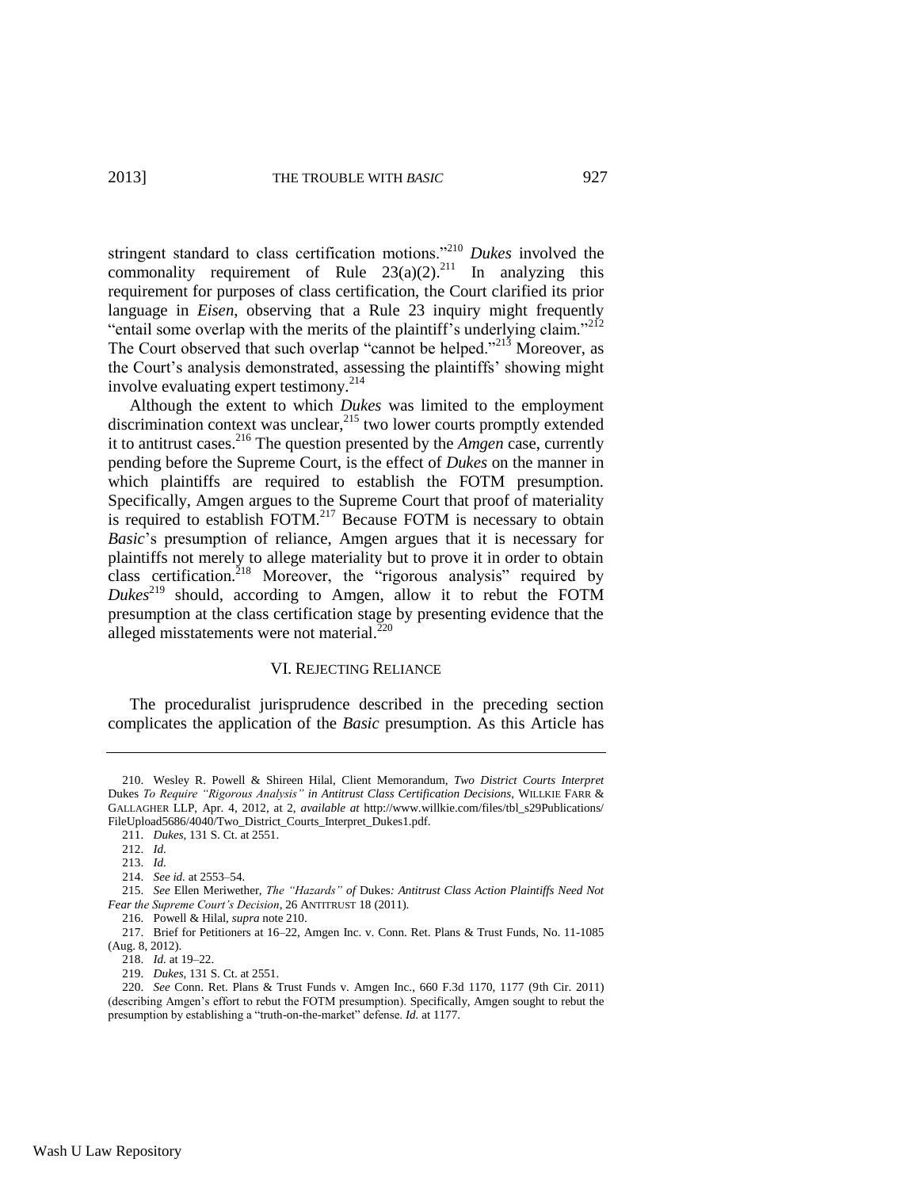stringent standard to class certification motions."[210] *Dukes* involved the commonality requirement of Rule 23(a)(2).[211] In analyzing this requirement for purposes of class certification, the Court clarified its prior language in *Eisen*, observing that a Rule 23 inquiry might frequently "entail some overlap with the merits of the plaintiff's underlying claim."[212] The Court observed that such overlap "cannot be helped."[213] Moreover, as the Court's analysis demonstrated, assessing the plaintiffs' showing might involve evaluating expert testimony.[214]

Although the extent to which *Dukes* was limited to the employment discrimination context was unclear,[215] two lower courts promptly extended it to antitrust cases.[216] The question presented by the *Amgen* case, currently pending before the Supreme Court, is the effect of *Dukes* on the manner in which plaintiffs are required to establish the FOTM presumption. Specifically, Amgen argues to the Supreme Court that proof of materiality is required to establish FOTM.[217] Because FOTM is necessary to obtain *Basic*'s presumption of reliance, Amgen argues that it is necessary for plaintiffs not merely to allege materiality but to prove it in order to obtain class certification.[218] Moreover, the "rigorous analysis" required by *Dukes*[219] should, according to Amgen, allow it to rebut the FOTM presumption at the class certification stage by presenting evidence that the alleged misstatements were not material.[220]

## VI. REJECTING RELIANCE

The proceduralist jurisprudence described in the preceding section complicates the application of the *Basic* presumption. As this Article has

---

210. Wesley R. Powell & Shireen Hilal, Client Memorandum, *Two District Courts Interpret* Dukes *To Require "Rigorous Analysis" in Antitrust Class Certification Decisions*, WILLKIE FARR & GALLAGHER LLP, Apr. 4, 2012, at 2, *available at* http://www.willkie.com/files/tbl_s29Publications/FileUpload5686/4040/Two_District_Courts_Interpret_Dukes1.pdf.

211. *Dukes*, 131 S. Ct. at 2551.

212. *Id.*

213. *Id.*

214. *See id.* at 2553–54.

215. *See* Ellen Meriwether, *The "Hazards" of* Dukes*: Antitrust Class Action Plaintiffs Need Not Fear the Supreme Court's Decision*, 26 ANTITRUST 18 (2011).

216. Powell & Hilal, *supra* note 210.

217. Brief for Petitioners at 16–22, Amgen Inc. v. Conn. Ret. Plans & Trust Funds, No. 11-1085 (Aug. 8, 2012).

218. *Id.* at 19–22.

219. *Dukes*, 131 S. Ct. at 2551.

220. *See* Conn. Ret. Plans & Trust Funds v. Amgen Inc., 660 F.3d 1170, 1177 (9th Cir. 2011) (describing Amgen's effort to rebut the FOTM presumption). Specifically, Amgen sought to rebut the presumption by establishing a "truth-on-the-market" defense. *Id.* at 1177.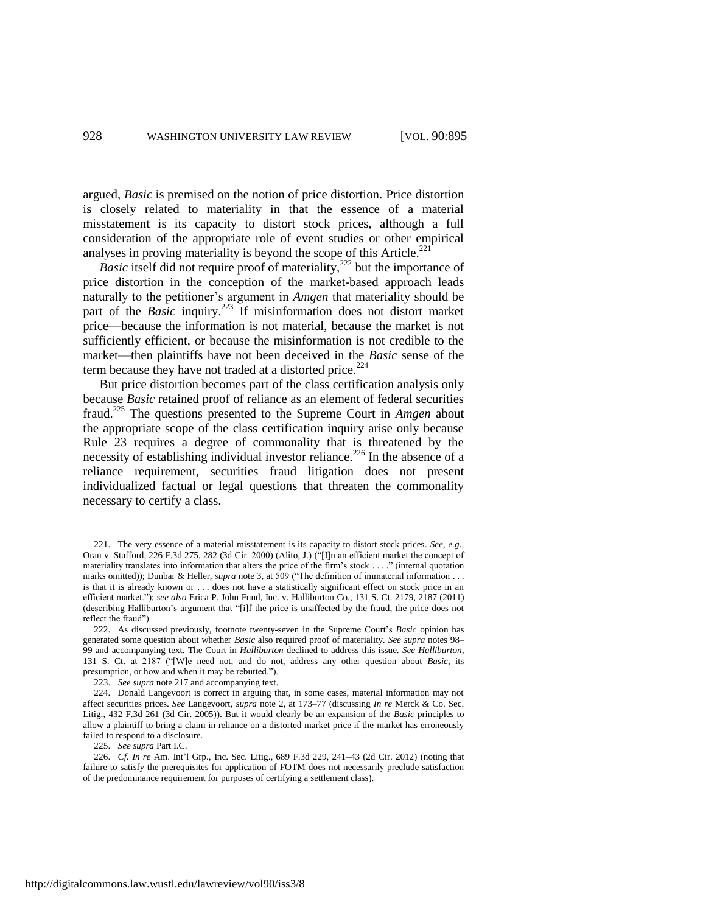argued, *Basic* is premised on the notion of price distortion. Price distortion is closely related to materiality in that the essence of a material misstatement is its capacity to distort stock prices, although a full consideration of the appropriate role of event studies or other empirical analyses in proving materiality is beyond the scope of this Article.[221]

*Basic* itself did not require proof of materiality,[222] but the importance of price distortion in the conception of the market-based approach leads naturally to the petitioner's argument in *Amgen* that materiality should be part of the *Basic* inquiry.[223] If misinformation does not distort market price—because the information is not material, because the market is not sufficiently efficient, or because the misinformation is not credible to the market—then plaintiffs have not been deceived in the *Basic* sense of the term because they have not traded at a distorted price.[224]

But price distortion becomes part of the class certification analysis only because *Basic* retained proof of reliance as an element of federal securities fraud.[225] The questions presented to the Supreme Court in *Amgen* about the appropriate scope of the class certification inquiry arise only because Rule 23 requires a degree of commonality that is threatened by the necessity of establishing individual investor reliance.[226] In the absence of a reliance requirement, securities fraud litigation does not present individualized factual or legal questions that threaten the commonality necessary to certify a class.

---

221. The very essence of a material misstatement is its capacity to distort stock prices. *See, e.g.*, Oran v. Stafford, 226 F.3d 275, 282 (3d Cir. 2000) (Alito, J.) ("[I]n an efficient market the concept of materiality translates into information that alters the price of the firm's stock . . . ." (internal quotation marks omitted)); Dunbar & Heller, *supra* note 3, at 509 ("The definition of immaterial information . . . is that it is already known or . . . does not have a statistically significant effect on stock price in an efficient market."); *see also* Erica P. John Fund, Inc. v. Halliburton Co., 131 S. Ct. 2179, 2187 (2011) (describing Halliburton's argument that "[i]f the price is unaffected by the fraud, the price does not reflect the fraud").

222. As discussed previously, footnote twenty-seven in the Supreme Court's *Basic* opinion has generated some question about whether *Basic* also required proof of materiality. *See supra* notes 98–99 and accompanying text. The Court in *Halliburton* declined to address this issue. *See Halliburton*, 131 S. Ct. at 2187 ("[W]e need not, and do not, address any other question about *Basic*, its presumption, or how and when it may be rebutted.").

223. *See supra* note 217 and accompanying text.

224. Donald Langevoort is correct in arguing that, in some cases, material information may not affect securities prices. *See* Langevoort, *supra* note 2, at 173–77 (discussing *In re* Merck & Co. Sec. Litig., 432 F.3d 261 (3d Cir. 2005)). But it would clearly be an expansion of the *Basic* principles to allow a plaintiff to bring a claim in reliance on a distorted market price if the market has erroneously failed to respond to a disclosure.

225. *See supra* Part I.C.

226. *Cf. In re* Am. Int'l Grp., Inc. Sec. Litig., 689 F.3d 229, 241–43 (2d Cir. 2012) (noting that failure to satisfy the prerequisites for application of FOTM does not necessarily preclude satisfaction of the predominance requirement for purposes of certifying a settlement class).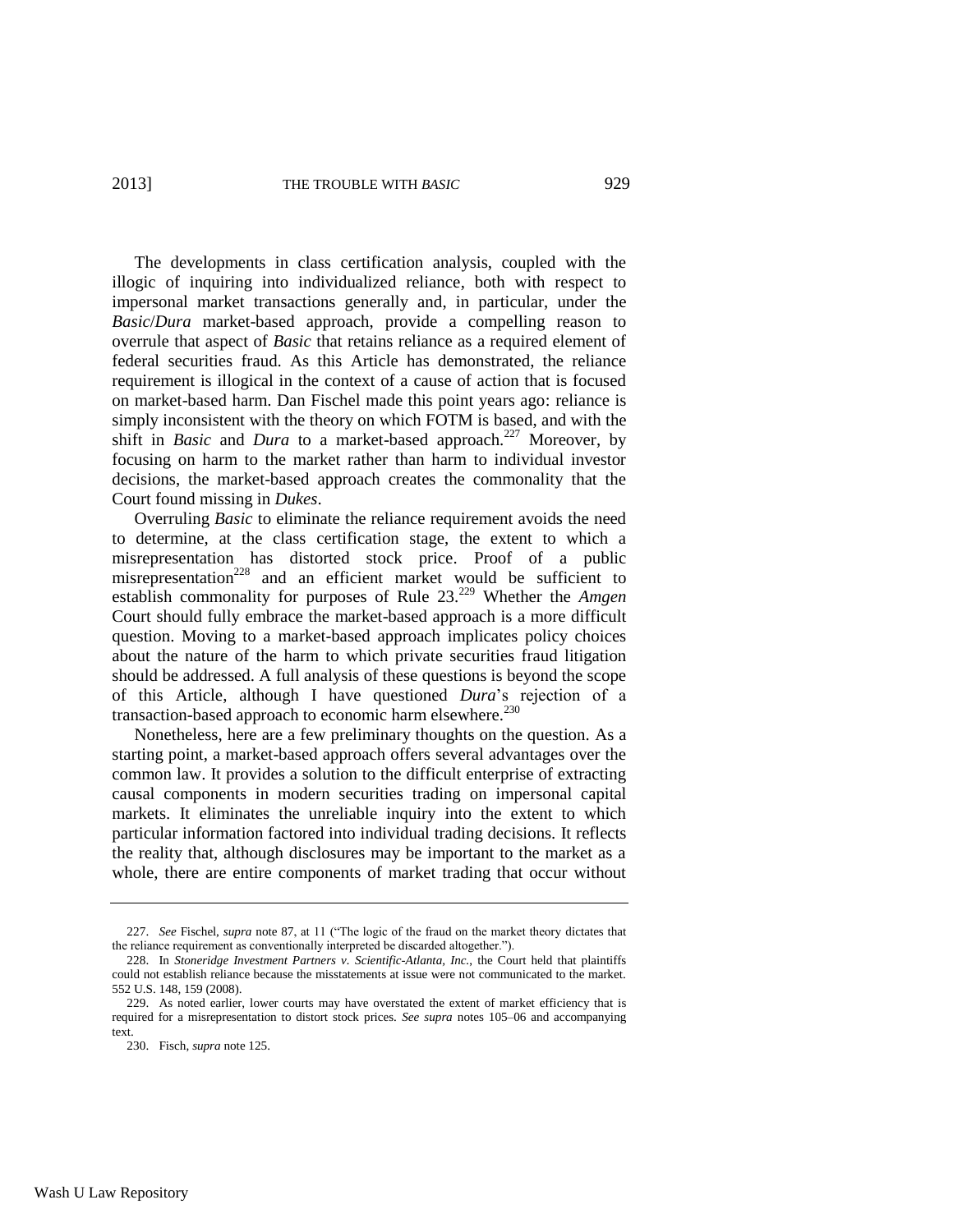The developments in class certification analysis, coupled with the illogic of inquiring into individualized reliance, both with respect to impersonal market transactions generally and, in particular, under the *Basic*/*Dura* market-based approach, provide a compelling reason to overrule that aspect of *Basic* that retains reliance as a required element of federal securities fraud. As this Article has demonstrated, the reliance requirement is illogical in the context of a cause of action that is focused on market-based harm. Dan Fischel made this point years ago: reliance is simply inconsistent with the theory on which FOTM is based, and with the shift in *Basic* and *Dura* to a market-based approach.[227] Moreover, by focusing on harm to the market rather than harm to individual investor decisions, the market-based approach creates the commonality that the Court found missing in *Dukes*.

Overruling *Basic* to eliminate the reliance requirement avoids the need to determine, at the class certification stage, the extent to which a misrepresentation has distorted stock price. Proof of a public misrepresentation[228] and an efficient market would be sufficient to establish commonality for purposes of Rule 23.[229] Whether the *Amgen* Court should fully embrace the market-based approach is a more difficult question. Moving to a market-based approach implicates policy choices about the nature of the harm to which private securities fraud litigation should be addressed. A full analysis of these questions is beyond the scope of this Article, although I have questioned *Dura*'s rejection of a transaction-based approach to economic harm elsewhere.[230]

Nonetheless, here are a few preliminary thoughts on the question. As a starting point, a market-based approach offers several advantages over the common law. It provides a solution to the difficult enterprise of extracting causal components in modern securities trading on impersonal capital markets. It eliminates the unreliable inquiry into the extent to which particular information factored into individual trading decisions. It reflects the reality that, although disclosures may be important to the market as a whole, there are entire components of market trading that occur without

---

227. *See* Fischel, *supra* note 87, at 11 ("The logic of the fraud on the market theory dictates that the reliance requirement as conventionally interpreted be discarded altogether.").

228. In *Stoneridge Investment Partners v. Scientific-Atlanta, Inc.*, the Court held that plaintiffs could not establish reliance because the misstatements at issue were not communicated to the market. 552 U.S. 148, 159 (2008).

229. As noted earlier, lower courts may have overstated the extent of market efficiency that is required for a misrepresentation to distort stock prices. *See supra* notes 105–06 and accompanying text.

230. Fisch, *supra* note 125.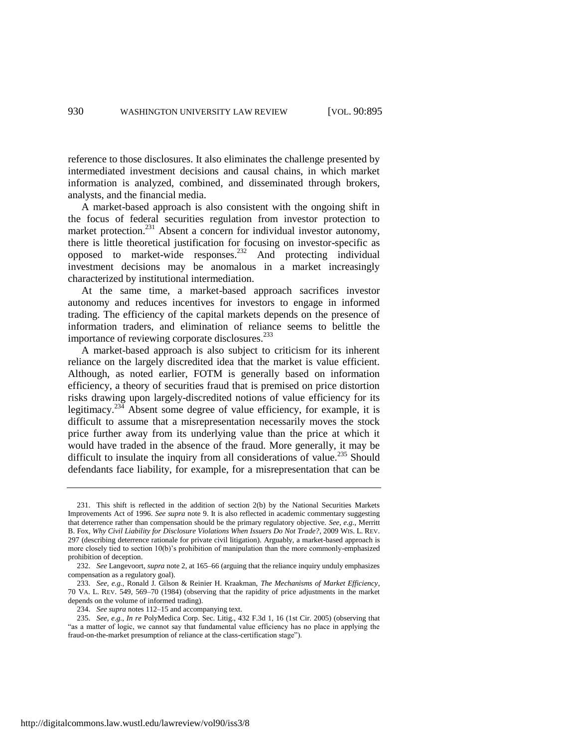reference to those disclosures. It also eliminates the challenge presented by intermediated investment decisions and causal chains, in which market information is analyzed, combined, and disseminated through brokers, analysts, and the financial media.

A market-based approach is also consistent with the ongoing shift in the focus of federal securities regulation from investor protection to market protection.[231] Absent a concern for individual investor autonomy, there is little theoretical justification for focusing on investor-specific as opposed to market-wide responses.[232] And protecting individual investment decisions may be anomalous in a market increasingly characterized by institutional intermediation.

At the same time, a market-based approach sacrifices investor autonomy and reduces incentives for investors to engage in informed trading. The efficiency of the capital markets depends on the presence of information traders, and elimination of reliance seems to belittle the importance of reviewing corporate disclosures.[233]

A market-based approach is also subject to criticism for its inherent reliance on the largely discredited idea that the market is value efficient. Although, as noted earlier, FOTM is generally based on information efficiency, a theory of securities fraud that is premised on price distortion risks drawing upon largely-discredited notions of value efficiency for its legitimacy.[234] Absent some degree of value efficiency, for example, it is difficult to assume that a misrepresentation necessarily moves the stock price further away from its underlying value than the price at which it would have traded in the absence of the fraud. More generally, it may be difficult to insulate the inquiry from all considerations of value.[235] Should defendants face liability, for example, for a misrepresentation that can be

---

231. This shift is reflected in the addition of section 2(b) by the National Securities Markets Improvements Act of 1996. *See supra* note 9. It is also reflected in academic commentary suggesting that deterrence rather than compensation should be the primary regulatory objective. *See, e.g.*, Merritt B. Fox, *Why Civil Liability for Disclosure Violations When Issuers Do Not Trade?*, 2009 WIS. L. REV. 297 (describing deterrence rationale for private civil litigation). Arguably, a market-based approach is more closely tied to section 10(b)'s prohibition of manipulation than the more commonly-emphasized prohibition of deception.

232. *See* Langevoort, *supra* note 2, at 165–66 (arguing that the reliance inquiry unduly emphasizes compensation as a regulatory goal).

233. *See, e.g.*, Ronald J. Gilson & Reinier H. Kraakman, *The Mechanisms of Market Efficiency*, 70 VA. L. REV. 549, 569–70 (1984) (observing that the rapidity of price adjustments in the market depends on the volume of informed trading).

234. *See supra* notes 112–15 and accompanying text.

235. *See, e.g.*, *In re* PolyMedica Corp. Sec. Litig., 432 F.3d 1, 16 (1st Cir. 2005) (observing that "as a matter of logic, we cannot say that fundamental value efficiency has no place in applying the fraud-on-the-market presumption of reliance at the class-certification stage").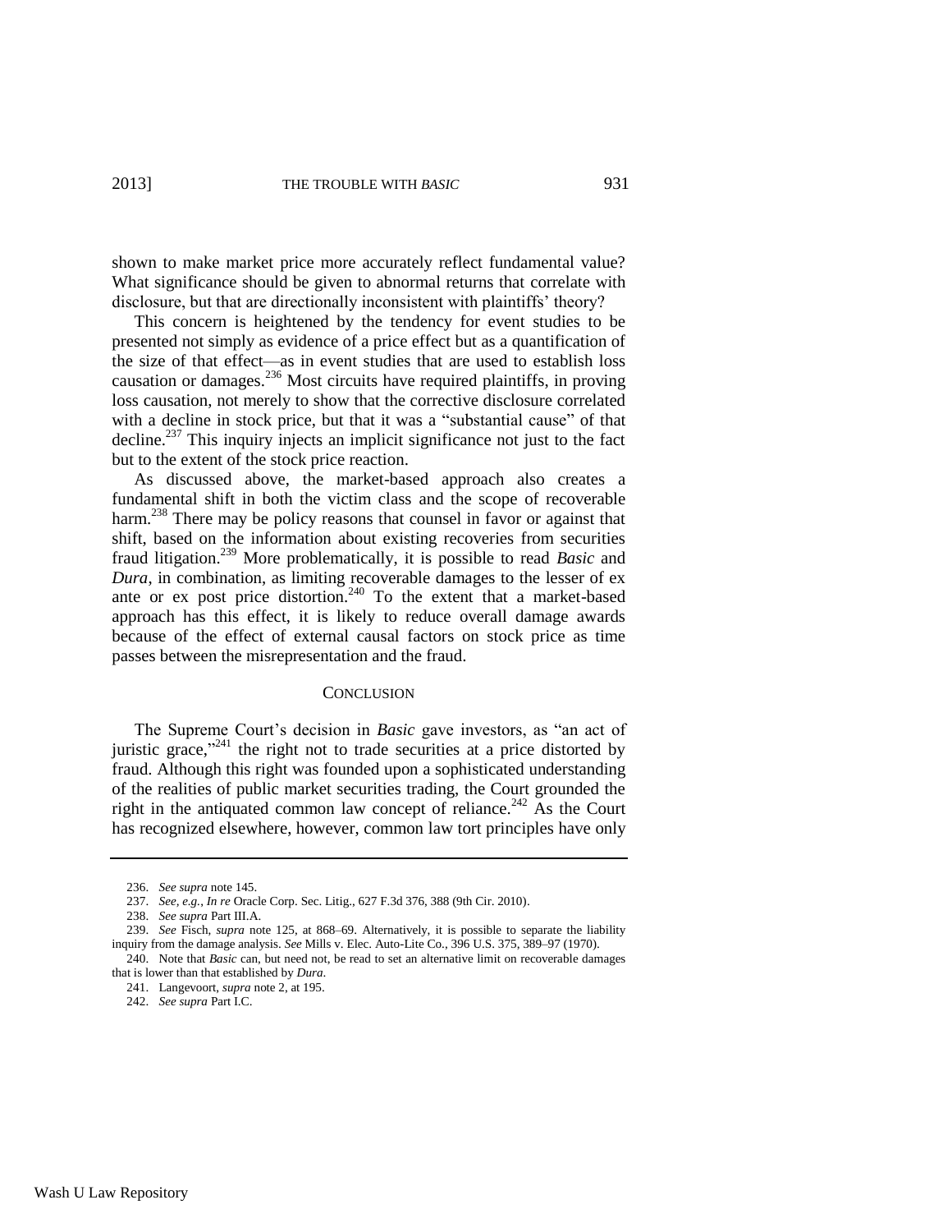shown to make market price more accurately reflect fundamental value? What significance should be given to abnormal returns that correlate with disclosure, but that are directionally inconsistent with plaintiffs' theory?

This concern is heightened by the tendency for event studies to be presented not simply as evidence of a price effect but as a quantification of the size of that effect—as in event studies that are used to establish loss causation or damages.[236] Most circuits have required plaintiffs, in proving loss causation, not merely to show that the corrective disclosure correlated with a decline in stock price, but that it was a "substantial cause" of that decline.[237] This inquiry injects an implicit significance not just to the fact but to the extent of the stock price reaction.

As discussed above, the market-based approach also creates a fundamental shift in both the victim class and the scope of recoverable harm.[238] There may be policy reasons that counsel in favor or against that shift, based on the information about existing recoveries from securities fraud litigation.[239] More problematically, it is possible to read *Basic* and *Dura*, in combination, as limiting recoverable damages to the lesser of ex ante or ex post price distortion.[240] To the extent that a market-based approach has this effect, it is likely to reduce overall damage awards because of the effect of external causal factors on stock price as time passes between the misrepresentation and the fraud.

## CONCLUSION

The Supreme Court's decision in *Basic* gave investors, as "an act of juristic grace,"[241] the right not to trade securities at a price distorted by fraud. Although this right was founded upon a sophisticated understanding of the realities of public market securities trading, the Court grounded the right in the antiquated common law concept of reliance.[242] As the Court has recognized elsewhere, however, common law tort principles have only

---

236. *See supra* note 145.

237. *See, e.g.*, *In re* Oracle Corp. Sec. Litig., 627 F.3d 376, 388 (9th Cir. 2010).

238. *See supra* Part III.A.

239. *See* Fisch, *supra* note 125, at 868–69. Alternatively, it is possible to separate the liability inquiry from the damage analysis. *See* Mills v. Elec. Auto-Lite Co., 396 U.S. 375, 389–97 (1970).

240. Note that *Basic* can, but need not, be read to set an alternative limit on recoverable damages that is lower than that established by *Dura*.

241. Langevoort, *supra* note 2, at 195.

242. *See supra* Part I.C.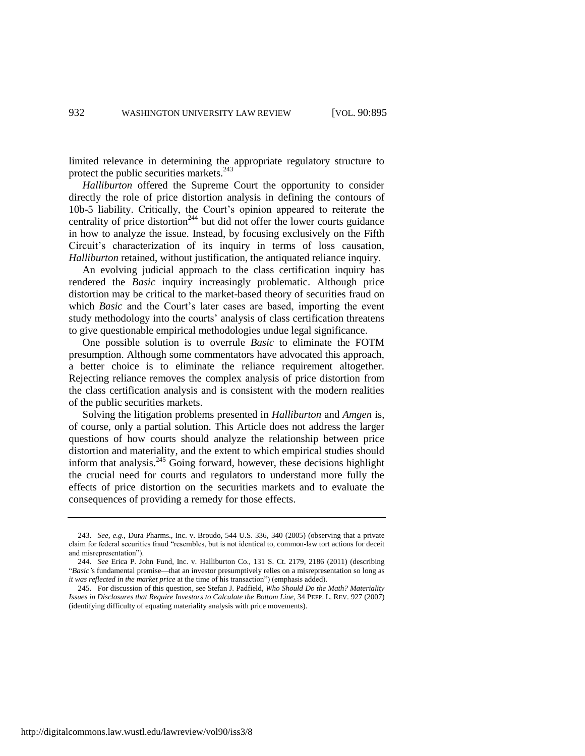limited relevance in determining the appropriate regulatory structure to protect the public securities markets.[243]

*Halliburton* offered the Supreme Court the opportunity to consider directly the role of price distortion analysis in defining the contours of 10b-5 liability. Critically, the Court's opinion appeared to reiterate the centrality of price distortion[244] but did not offer the lower courts guidance in how to analyze the issue. Instead, by focusing exclusively on the Fifth Circuit's characterization of its inquiry in terms of loss causation, *Halliburton* retained, without justification, the antiquated reliance inquiry.

An evolving judicial approach to the class certification inquiry has rendered the *Basic* inquiry increasingly problematic. Although price distortion may be critical to the market-based theory of securities fraud on which *Basic* and the Court's later cases are based, importing the event study methodology into the courts' analysis of class certification threatens to give questionable empirical methodologies undue legal significance.

One possible solution is to overrule *Basic* to eliminate the FOTM presumption. Although some commentators have advocated this approach, a better choice is to eliminate the reliance requirement altogether. Rejecting reliance removes the complex analysis of price distortion from the class certification analysis and is consistent with the modern realities of the public securities markets.

Solving the litigation problems presented in *Halliburton* and *Amgen* is, of course, only a partial solution. This Article does not address the larger questions of how courts should analyze the relationship between price distortion and materiality, and the extent to which empirical studies should inform that analysis.[245] Going forward, however, these decisions highlight the crucial need for courts and regulators to understand more fully the effects of price distortion on the securities markets and to evaluate the consequences of providing a remedy for those effects.

---

243. *See, e.g.*, Dura Pharms., Inc. v. Broudo, 544 U.S. 336, 340 (2005) (observing that a private claim for federal securities fraud "resembles, but is not identical to, common-law tort actions for deceit and misrepresentation").

244. *See* Erica P. John Fund, Inc. v. Halliburton Co., 131 S. Ct. 2179, 2186 (2011) (describing "*Basic's* fundamental premise—that an investor presumptively relies on a misrepresentation so long as *it was reflected in the market price* at the time of his transaction") (emphasis added).

245. For discussion of this question, see Stefan J. Padfield, *Who Should Do the Math? Materiality Issues in Disclosures that Require Investors to Calculate the Bottom Line*, 34 PEPP. L. REV. 927 (2007) (identifying difficulty of equating materiality analysis with price movements).